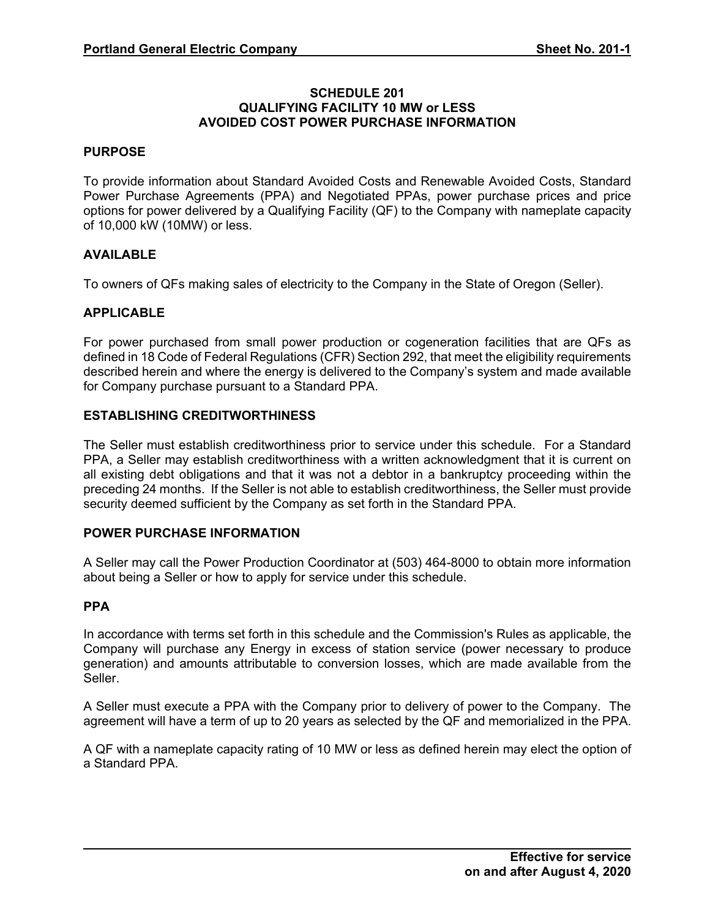# SCHEDULE 201
## QUALIFYING FACILITY 10 MW or LESS
## AVOIDED COST POWER PURCHASE INFORMATION

### PURPOSE

To provide information about Standard Avoided Costs and Renewable Avoided Costs, Standard Power Purchase Agreements (PPA) and Negotiated PPAs, power purchase prices and price options for power delivered by a Qualifying Facility (QF) to the Company with nameplate capacity of 10,000 kW (10MW) or less.

### AVAILABLE

To owners of QFs making sales of electricity to the Company in the State of Oregon (Seller).

### APPLICABLE

For power purchased from small power production or cogeneration facilities that are QFs as defined in 18 Code of Federal Regulations (CFR) Section 292, that meet the eligibility requirements described herein and where the energy is delivered to the Company's system and made available for Company purchase pursuant to a Standard PPA.

### ESTABLISHING CREDITWORTHINESS

The Seller must establish creditworthiness prior to service under this schedule. For a Standard PPA, a Seller may establish creditworthiness with a written acknowledgment that it is current on all existing debt obligations and that it was not a debtor in a bankruptcy proceeding within the preceding 24 months. If the Seller is not able to establish creditworthiness, the Seller must provide security deemed sufficient by the Company as set forth in the Standard PPA.

### POWER PURCHASE INFORMATION

A Seller may call the Power Production Coordinator at (503) 464-8000 to obtain more information about being a Seller or how to apply for service under this schedule.

### PPA

In accordance with terms set forth in this schedule and the Commission's Rules as applicable, the Company will purchase any Energy in excess of station service (power necessary to produce generation) and amounts attributable to conversion losses, which are made available from the Seller.

A Seller must execute a PPA with the Company prior to delivery of power to the Company. The agreement will have a term of up to 20 years as selected by the QF and memorialized in the PPA.

A QF with a nameplate capacity rating of 10 MW or less as defined herein may elect the option of a Standard PPA.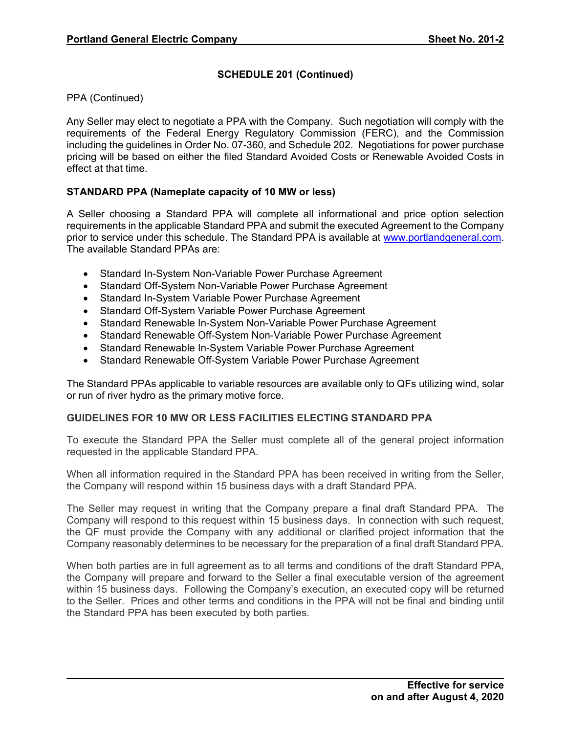## SCHEDULE 201 (Continued)

PPA (Continued)

Any Seller may elect to negotiate a PPA with the Company. Such negotiation will comply with the requirements of the Federal Energy Regulatory Commission (FERC), and the Commission including the guidelines in Order No. 07-360, and Schedule 202. Negotiations for power purchase pricing will be based on either the filed Standard Avoided Costs or Renewable Avoided Costs in effect at that time.

### STANDARD PPA (Nameplate capacity of 10 MW or less)

A Seller choosing a Standard PPA will complete all informational and price option selection requirements in the applicable Standard PPA and submit the executed Agreement to the Company prior to service under this schedule. The Standard PPA is available at www.portlandgeneral.com. The available Standard PPAs are:

- Standard In-System Non-Variable Power Purchase Agreement
- Standard Off-System Non-Variable Power Purchase Agreement
- Standard In-System Variable Power Purchase Agreement
- Standard Off-System Variable Power Purchase Agreement
- Standard Renewable In-System Non-Variable Power Purchase Agreement
- Standard Renewable Off-System Non-Variable Power Purchase Agreement
- Standard Renewable In-System Variable Power Purchase Agreement
- Standard Renewable Off-System Variable Power Purchase Agreement

The Standard PPAs applicable to variable resources are available only to QFs utilizing wind, solar or run of river hydro as the primary motive force.

### GUIDELINES FOR 10 MW OR LESS FACILITIES ELECTING STANDARD PPA

To execute the Standard PPA the Seller must complete all of the general project information requested in the applicable Standard PPA.

When all information required in the Standard PPA has been received in writing from the Seller, the Company will respond within 15 business days with a draft Standard PPA.

The Seller may request in writing that the Company prepare a final draft Standard PPA. The Company will respond to this request within 15 business days. In connection with such request, the QF must provide the Company with any additional or clarified project information that the Company reasonably determines to be necessary for the preparation of a final draft Standard PPA.

When both parties are in full agreement as to all terms and conditions of the draft Standard PPA, the Company will prepare and forward to the Seller a final executable version of the agreement within 15 business days. Following the Company's execution, an executed copy will be returned to the Seller. Prices and other terms and conditions in the PPA will not be final and binding until the Standard PPA has been executed by both parties.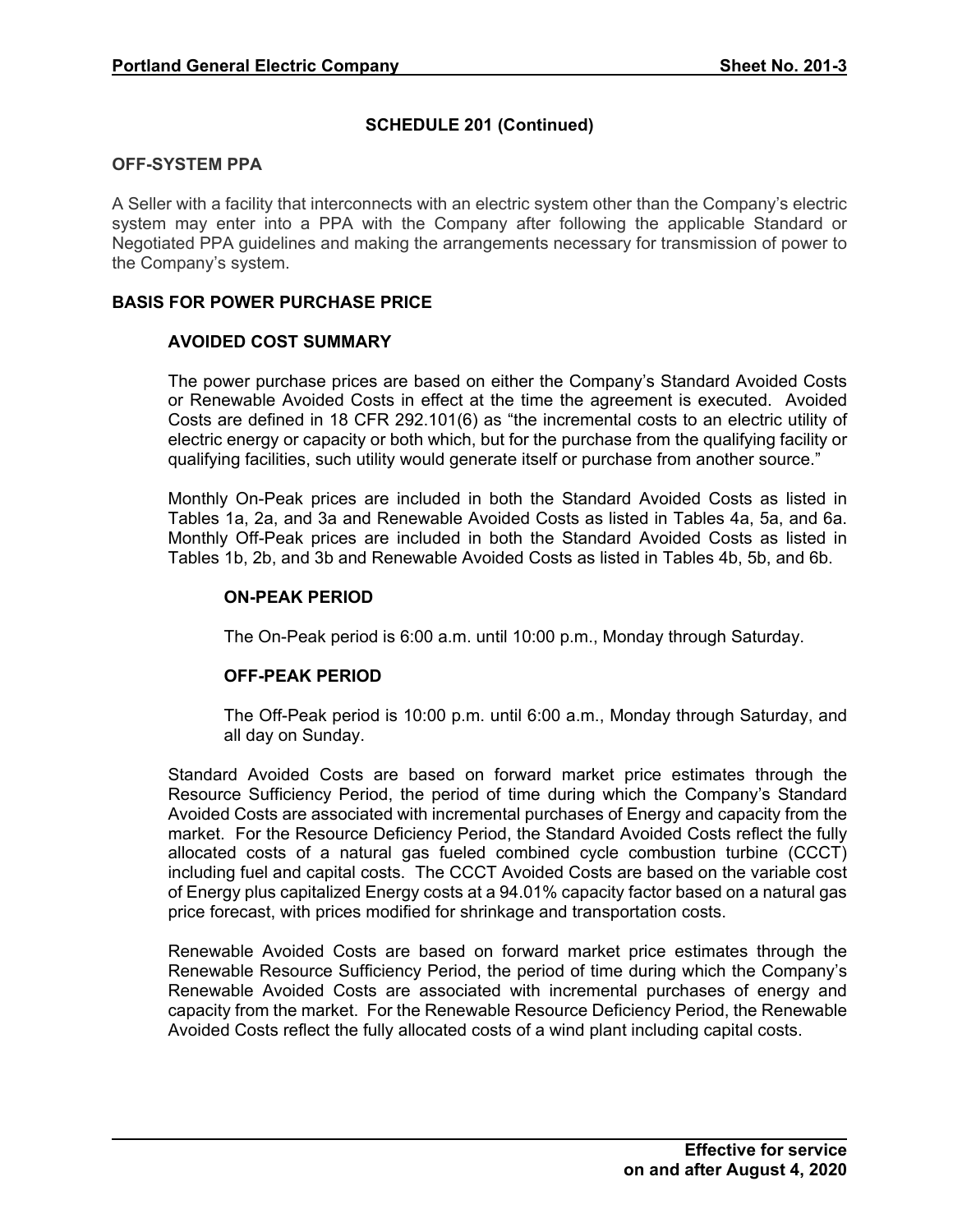## SCHEDULE 201 (Continued)

### OFF-SYSTEM PPA

A Seller with a facility that interconnects with an electric system other than the Company's electric system may enter into a PPA with the Company after following the applicable Standard or Negotiated PPA guidelines and making the arrangements necessary for transmission of power to the Company's system.

### BASIS FOR POWER PURCHASE PRICE

#### AVOIDED COST SUMMARY

The power purchase prices are based on either the Company's Standard Avoided Costs or Renewable Avoided Costs in effect at the time the agreement is executed. Avoided Costs are defined in 18 CFR 292.101(6) as "the incremental costs to an electric utility of electric energy or capacity or both which, but for the purchase from the qualifying facility or qualifying facilities, such utility would generate itself or purchase from another source."

Monthly On-Peak prices are included in both the Standard Avoided Costs as listed in Tables 1a, 2a, and 3a and Renewable Avoided Costs as listed in Tables 4a, 5a, and 6a. Monthly Off-Peak prices are included in both the Standard Avoided Costs as listed in Tables 1b, 2b, and 3b and Renewable Avoided Costs as listed in Tables 4b, 5b, and 6b.

##### ON-PEAK PERIOD

The On-Peak period is 6:00 a.m. until 10:00 p.m., Monday through Saturday.

##### OFF-PEAK PERIOD

The Off-Peak period is 10:00 p.m. until 6:00 a.m., Monday through Saturday, and all day on Sunday.

Standard Avoided Costs are based on forward market price estimates through the Resource Sufficiency Period, the period of time during which the Company's Standard Avoided Costs are associated with incremental purchases of Energy and capacity from the market. For the Resource Deficiency Period, the Standard Avoided Costs reflect the fully allocated costs of a natural gas fueled combined cycle combustion turbine (CCCT) including fuel and capital costs. The CCCT Avoided Costs are based on the variable cost of Energy plus capitalized Energy costs at a 94.01% capacity factor based on a natural gas price forecast, with prices modified for shrinkage and transportation costs.

Renewable Avoided Costs are based on forward market price estimates through the Renewable Resource Sufficiency Period, the period of time during which the Company's Renewable Avoided Costs are associated with incremental purchases of energy and capacity from the market. For the Renewable Resource Deficiency Period, the Renewable Avoided Costs reflect the fully allocated costs of a wind plant including capital costs.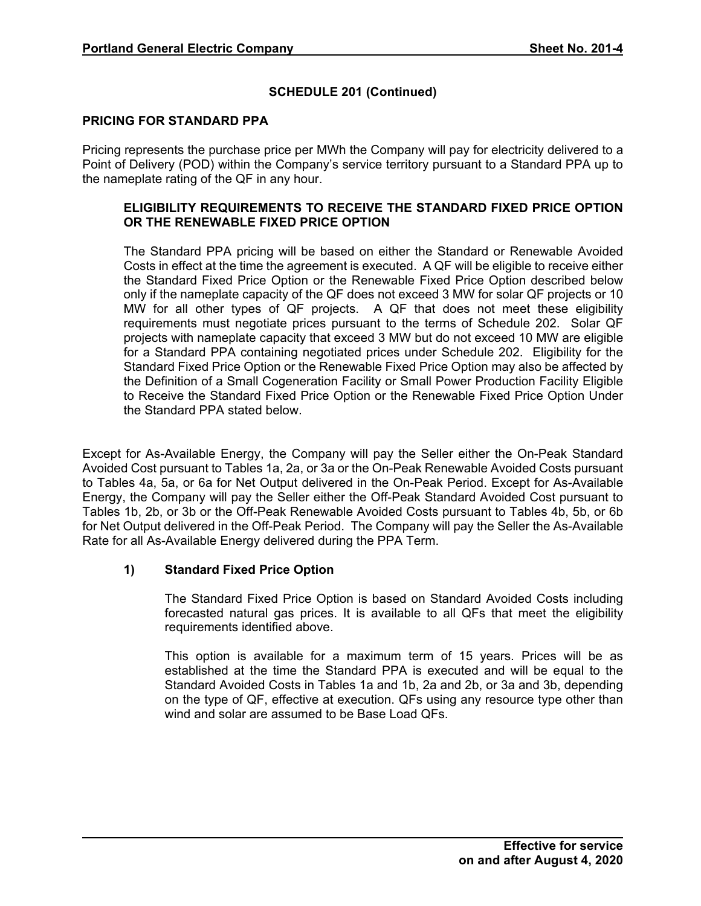## SCHEDULE 201 (Continued)

### PRICING FOR STANDARD PPA

Pricing represents the purchase price per MWh the Company will pay for electricity delivered to a Point of Delivery (POD) within the Company's service territory pursuant to a Standard PPA up to the nameplate rating of the QF in any hour.

#### ELIGIBILITY REQUIREMENTS TO RECEIVE THE STANDARD FIXED PRICE OPTION OR THE RENEWABLE FIXED PRICE OPTION

The Standard PPA pricing will be based on either the Standard or Renewable Avoided Costs in effect at the time the agreement is executed. A QF will be eligible to receive either the Standard Fixed Price Option or the Renewable Fixed Price Option described below only if the nameplate capacity of the QF does not exceed 3 MW for solar QF projects or 10 MW for all other types of QF projects. A QF that does not meet these eligibility requirements must negotiate prices pursuant to the terms of Schedule 202. Solar QF projects with nameplate capacity that exceed 3 MW but do not exceed 10 MW are eligible for a Standard PPA containing negotiated prices under Schedule 202. Eligibility for the Standard Fixed Price Option or the Renewable Fixed Price Option may also be affected by the Definition of a Small Cogeneration Facility or Small Power Production Facility Eligible to Receive the Standard Fixed Price Option or the Renewable Fixed Price Option Under the Standard PPA stated below.

Except for As-Available Energy, the Company will pay the Seller either the On-Peak Standard Avoided Cost pursuant to Tables 1a, 2a, or 3a or the On-Peak Renewable Avoided Costs pursuant to Tables 4a, 5a, or 6a for Net Output delivered in the On-Peak Period. Except for As-Available Energy, the Company will pay the Seller either the Off-Peak Standard Avoided Cost pursuant to Tables 1b, 2b, or 3b or the Off-Peak Renewable Avoided Costs pursuant to Tables 4b, 5b, or 6b for Net Output delivered in the Off-Peak Period. The Company will pay the Seller the As-Available Rate for all As-Available Energy delivered during the PPA Term.

#### 1) Standard Fixed Price Option

The Standard Fixed Price Option is based on Standard Avoided Costs including forecasted natural gas prices. It is available to all QFs that meet the eligibility requirements identified above.

This option is available for a maximum term of 15 years. Prices will be as established at the time the Standard PPA is executed and will be equal to the Standard Avoided Costs in Tables 1a and 1b, 2a and 2b, or 3a and 3b, depending on the type of QF, effective at execution. QFs using any resource type other than wind and solar are assumed to be Base Load QFs.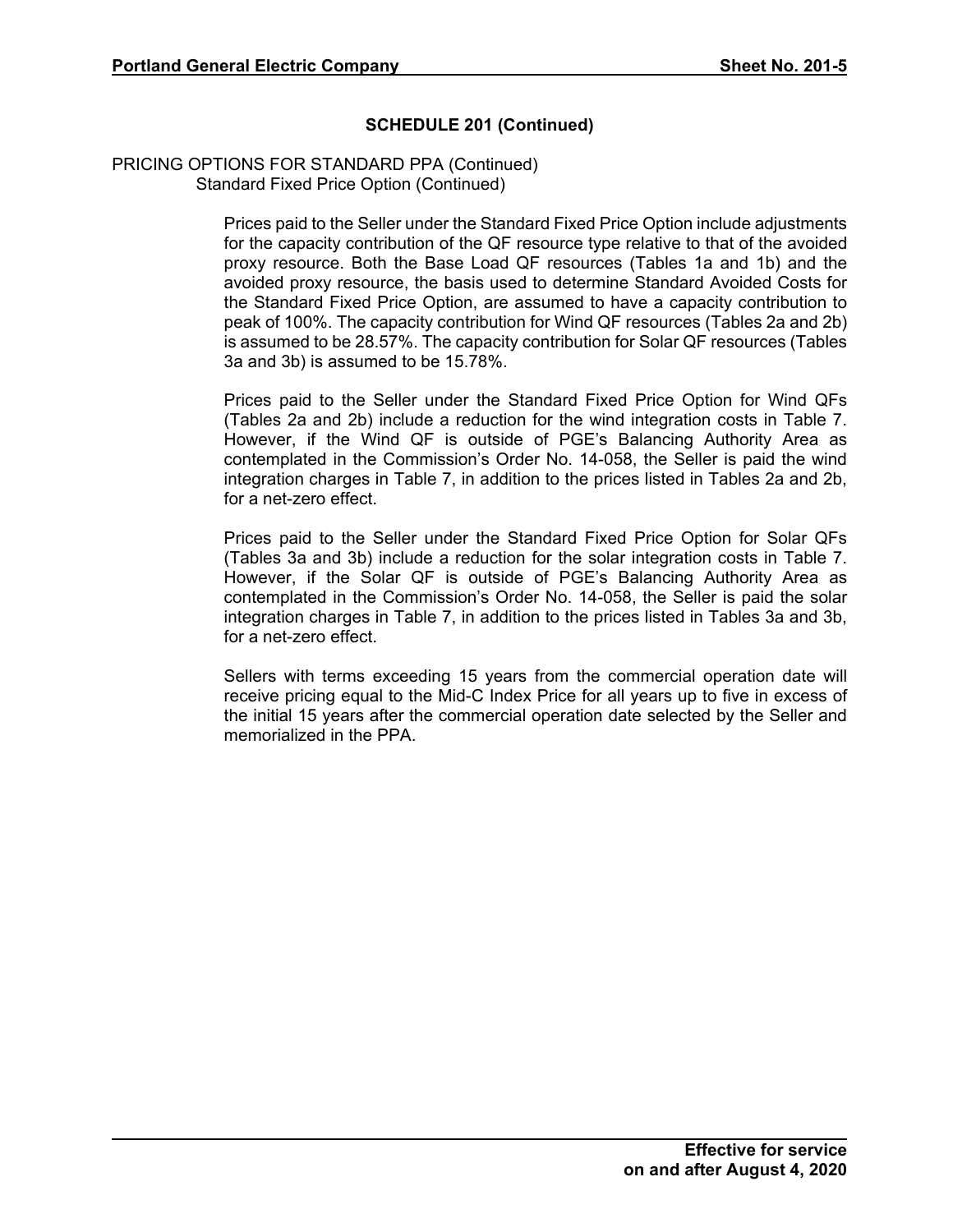## SCHEDULE 201 (Continued)

PRICING OPTIONS FOR STANDARD PPA (Continued)
Standard Fixed Price Option (Continued)

Prices paid to the Seller under the Standard Fixed Price Option include adjustments for the capacity contribution of the QF resource type relative to that of the avoided proxy resource. Both the Base Load QF resources (Tables 1a and 1b) and the avoided proxy resource, the basis used to determine Standard Avoided Costs for the Standard Fixed Price Option, are assumed to have a capacity contribution to peak of 100%. The capacity contribution for Wind QF resources (Tables 2a and 2b) is assumed to be 28.57%. The capacity contribution for Solar QF resources (Tables 3a and 3b) is assumed to be 15.78%.

Prices paid to the Seller under the Standard Fixed Price Option for Wind QFs (Tables 2a and 2b) include a reduction for the wind integration costs in Table 7. However, if the Wind QF is outside of PGE's Balancing Authority Area as contemplated in the Commission's Order No. 14-058, the Seller is paid the wind integration charges in Table 7, in addition to the prices listed in Tables 2a and 2b, for a net-zero effect.

Prices paid to the Seller under the Standard Fixed Price Option for Solar QFs (Tables 3a and 3b) include a reduction for the solar integration costs in Table 7. However, if the Solar QF is outside of PGE's Balancing Authority Area as contemplated in the Commission's Order No. 14-058, the Seller is paid the solar integration charges in Table 7, in addition to the prices listed in Tables 3a and 3b, for a net-zero effect.

Sellers with terms exceeding 15 years from the commercial operation date will receive pricing equal to the Mid-C Index Price for all years up to five in excess of the initial 15 years after the commercial operation date selected by the Seller and memorialized in the PPA.

**Effective for service on and after August 4, 2020**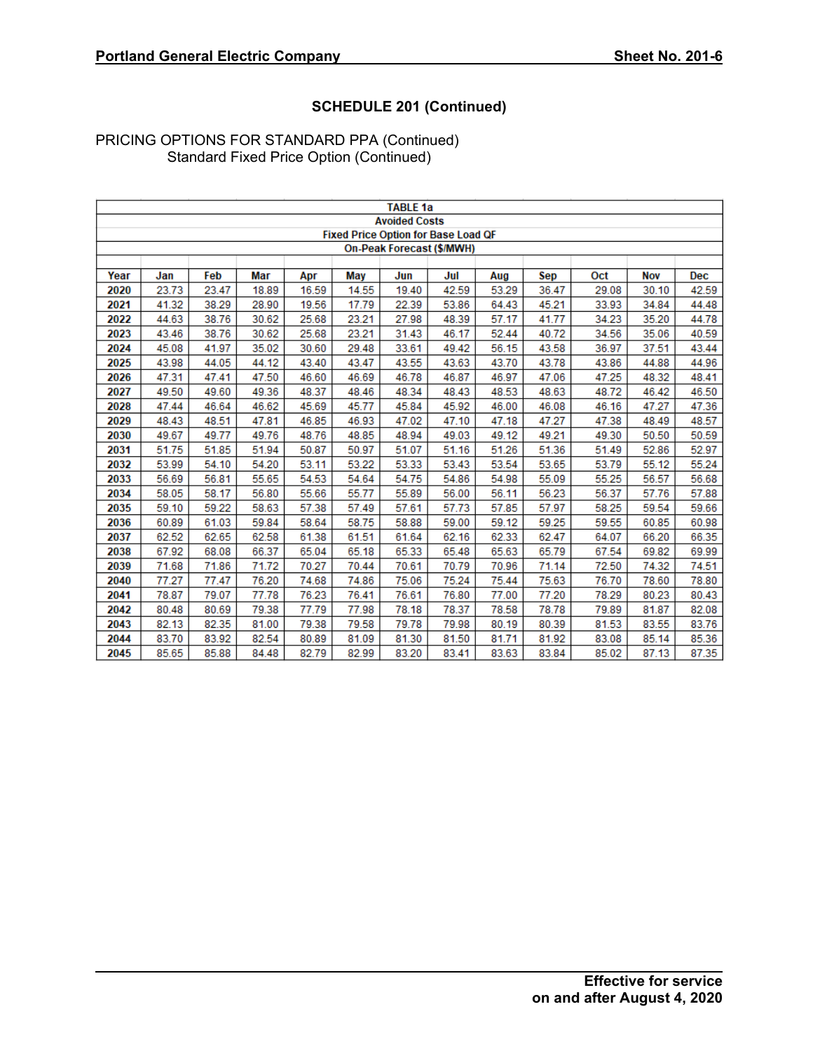## SCHEDULE 201 (Continued)

PRICING OPTIONS FOR STANDARD PPA (Continued)
Standard Fixed Price Option (Continued)

| TABLE 1a | | | | | | | | | | | | |
|---|---|---|---|---|---|---|---|---|---|---|---|---|
| Avoided Costs | | | | | | | | | | | | |
| Fixed Price Option for Base Load QF | | | | | | | | | | | | |
| On-Peak Forecast ($/MWH) | | | | | | | | | | | | |
| **Year** | **Jan** | **Feb** | **Mar** | **Apr** | **May** | **Jun** | **Jul** | **Aug** | **Sep** | **Oct** | **Nov** | **Dec** |
| **2020** | 23.73 | 23.47 | 18.89 | 16.59 | 14.55 | 19.40 | 42.59 | 53.29 | 36.47 | 29.08 | 30.10 | 42.59 |
| **2021** | 41.32 | 38.29 | 28.90 | 19.56 | 17.79 | 22.39 | 53.86 | 64.43 | 45.21 | 33.93 | 34.84 | 44.48 |
| **2022** | 44.63 | 38.76 | 30.62 | 25.68 | 23.21 | 27.98 | 48.39 | 57.17 | 41.77 | 34.23 | 35.20 | 44.78 |
| **2023** | 43.46 | 38.76 | 30.62 | 25.68 | 23.21 | 31.43 | 46.17 | 52.44 | 40.72 | 34.56 | 35.06 | 40.59 |
| **2024** | 45.08 | 41.97 | 35.02 | 30.60 | 29.48 | 33.61 | 49.42 | 56.15 | 43.58 | 36.97 | 37.51 | 43.44 |
| **2025** | 43.98 | 44.05 | 44.12 | 43.40 | 43.47 | 43.55 | 43.63 | 43.70 | 43.78 | 43.86 | 44.88 | 44.96 |
| **2026** | 47.31 | 47.41 | 47.50 | 46.60 | 46.69 | 46.78 | 46.87 | 46.97 | 47.06 | 47.25 | 48.32 | 48.41 |
| **2027** | 49.50 | 49.60 | 49.36 | 48.37 | 48.46 | 48.34 | 48.43 | 48.53 | 48.63 | 48.72 | 46.42 | 46.50 |
| **2028** | 47.44 | 46.64 | 46.62 | 45.69 | 45.77 | 45.84 | 45.92 | 46.00 | 46.08 | 46.16 | 47.27 | 47.36 |
| **2029** | 48.43 | 48.51 | 47.81 | 46.85 | 46.93 | 47.02 | 47.10 | 47.18 | 47.27 | 47.38 | 48.49 | 48.57 |
| **2030** | 49.67 | 49.77 | 49.76 | 48.76 | 48.85 | 48.94 | 49.03 | 49.12 | 49.21 | 49.30 | 50.50 | 50.59 |
| **2031** | 51.75 | 51.85 | 51.94 | 50.87 | 50.97 | 51.07 | 51.16 | 51.26 | 51.36 | 51.49 | 52.86 | 52.97 |
| **2032** | 53.99 | 54.10 | 54.20 | 53.11 | 53.22 | 53.33 | 53.43 | 53.54 | 53.65 | 53.79 | 55.12 | 55.24 |
| **2033** | 56.69 | 56.81 | 55.65 | 54.53 | 54.64 | 54.75 | 54.86 | 54.98 | 55.09 | 55.25 | 56.57 | 56.68 |
| **2034** | 58.05 | 58.17 | 56.80 | 55.66 | 55.77 | 55.89 | 56.00 | 56.11 | 56.23 | 56.37 | 57.76 | 57.88 |
| **2035** | 59.10 | 59.22 | 58.63 | 57.38 | 57.49 | 57.61 | 57.73 | 57.85 | 57.97 | 58.25 | 59.54 | 59.66 |
| **2036** | 60.89 | 61.03 | 59.84 | 58.64 | 58.75 | 58.88 | 59.00 | 59.12 | 59.25 | 59.55 | 60.85 | 60.98 |
| **2037** | 62.52 | 62.65 | 62.58 | 61.38 | 61.51 | 61.64 | 62.16 | 62.33 | 62.47 | 64.07 | 66.20 | 66.35 |
| **2038** | 67.92 | 68.08 | 66.37 | 65.04 | 65.18 | 65.33 | 65.48 | 65.63 | 65.79 | 67.54 | 69.82 | 69.99 |
| **2039** | 71.68 | 71.86 | 71.72 | 70.27 | 70.44 | 70.61 | 70.79 | 70.96 | 71.14 | 72.50 | 74.32 | 74.51 |
| **2040** | 77.27 | 77.47 | 76.20 | 74.68 | 74.86 | 75.06 | 75.24 | 75.44 | 75.63 | 76.70 | 78.60 | 78.80 |
| **2041** | 78.87 | 79.07 | 77.78 | 76.23 | 76.41 | 76.61 | 76.80 | 77.00 | 77.20 | 78.29 | 80.23 | 80.43 |
| **2042** | 80.48 | 80.69 | 79.38 | 77.79 | 77.98 | 78.18 | 78.37 | 78.58 | 78.78 | 79.89 | 81.87 | 82.08 |
| **2043** | 82.13 | 82.35 | 81.00 | 79.38 | 79.58 | 79.78 | 79.98 | 80.19 | 80.39 | 81.53 | 83.55 | 83.76 |
| **2044** | 83.70 | 83.92 | 82.54 | 80.89 | 81.09 | 81.30 | 81.50 | 81.71 | 81.92 | 83.08 | 85.14 | 85.36 |
| **2045** | 85.65 | 85.88 | 84.48 | 82.79 | 82.99 | 83.20 | 83.41 | 83.63 | 83.84 | 85.02 | 87.13 | 87.35 |

**Effective for service on and after August 4, 2020**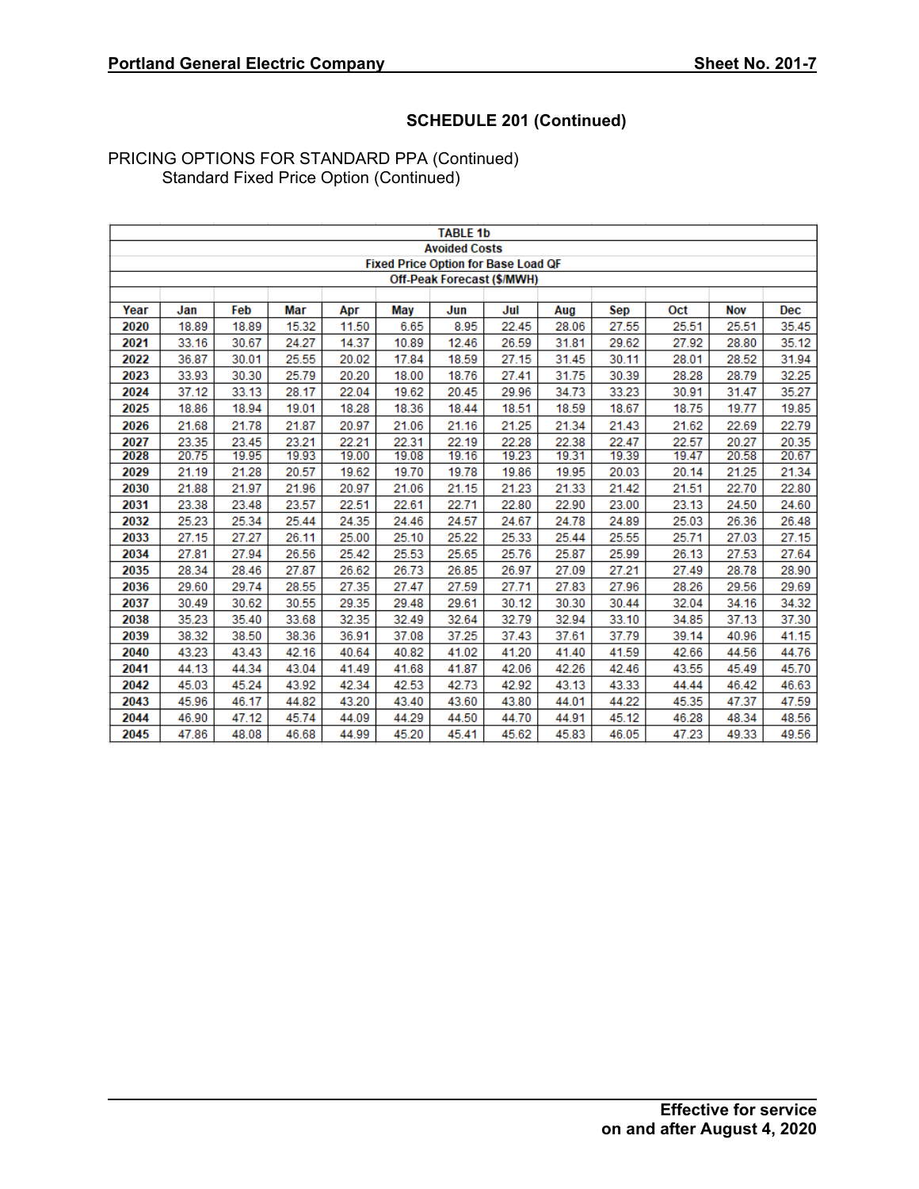## SCHEDULE 201 (Continued)

PRICING OPTIONS FOR STANDARD PPA (Continued)
Standard Fixed Price Option (Continued)

**TABLE 1b**
**Avoided Costs**
**Fixed Price Option for Base Load QF**
**Off-Peak Forecast ($/MWH)**

| Year | Jan | Feb | Mar | Apr | May | Jun | Jul | Aug | Sep | Oct | Nov | Dec |
|---|---|---|---|---|---|---|---|---|---|---|---|---|
| 2020 | 18.89 | 18.89 | 15.32 | 11.50 | 6.65 | 8.95 | 22.45 | 28.06 | 27.55 | 25.51 | 25.51 | 35.45 |
| 2021 | 33.16 | 30.67 | 24.27 | 14.37 | 10.89 | 12.46 | 26.59 | 31.81 | 29.62 | 27.92 | 28.80 | 35.12 |
| 2022 | 36.87 | 30.01 | 25.55 | 20.02 | 17.84 | 18.59 | 27.15 | 31.45 | 30.11 | 28.01 | 28.52 | 31.94 |
| 2023 | 33.93 | 30.30 | 25.79 | 20.20 | 18.00 | 18.76 | 27.41 | 31.75 | 30.39 | 28.28 | 28.79 | 32.25 |
| 2024 | 37.12 | 33.13 | 28.17 | 22.04 | 19.62 | 20.45 | 29.96 | 34.73 | 33.23 | 30.91 | 31.47 | 35.27 |
| 2025 | 18.86 | 18.94 | 19.01 | 18.28 | 18.36 | 18.44 | 18.51 | 18.59 | 18.67 | 18.75 | 19.77 | 19.85 |
| 2026 | 21.68 | 21.78 | 21.87 | 20.97 | 21.06 | 21.16 | 21.25 | 21.34 | 21.43 | 21.62 | 22.69 | 22.79 |
| 2027 | 23.35 | 23.45 | 23.21 | 22.21 | 22.31 | 22.19 | 22.28 | 22.38 | 22.47 | 22.57 | 20.27 | 20.35 |
| 2028 | 20.75 | 19.95 | 19.93 | 19.00 | 19.08 | 19.16 | 19.23 | 19.31 | 19.39 | 19.47 | 20.58 | 20.67 |
| 2029 | 21.19 | 21.28 | 20.57 | 19.62 | 19.70 | 19.78 | 19.86 | 19.95 | 20.03 | 20.14 | 21.25 | 21.34 |
| 2030 | 21.88 | 21.97 | 21.96 | 20.97 | 21.06 | 21.15 | 21.23 | 21.33 | 21.42 | 21.51 | 22.70 | 22.80 |
| 2031 | 23.38 | 23.48 | 23.57 | 22.51 | 22.61 | 22.71 | 22.80 | 22.90 | 23.00 | 23.13 | 24.50 | 24.60 |
| 2032 | 25.23 | 25.34 | 25.44 | 24.35 | 24.46 | 24.57 | 24.67 | 24.78 | 24.89 | 25.03 | 26.36 | 26.48 |
| 2033 | 27.15 | 27.27 | 26.11 | 25.00 | 25.10 | 25.22 | 25.33 | 25.44 | 25.55 | 25.71 | 27.03 | 27.15 |
| 2034 | 27.81 | 27.94 | 26.56 | 25.42 | 25.53 | 25.65 | 25.76 | 25.87 | 25.99 | 26.13 | 27.53 | 27.64 |
| 2035 | 28.34 | 28.46 | 27.87 | 26.62 | 26.73 | 26.85 | 26.97 | 27.09 | 27.21 | 27.49 | 28.78 | 28.90 |
| 2036 | 29.60 | 29.74 | 28.55 | 27.35 | 27.47 | 27.59 | 27.71 | 27.83 | 27.96 | 28.26 | 29.56 | 29.69 |
| 2037 | 30.49 | 30.62 | 30.55 | 29.35 | 29.48 | 29.61 | 30.12 | 30.30 | 30.44 | 32.04 | 34.16 | 34.32 |
| 2038 | 35.23 | 35.40 | 33.68 | 32.35 | 32.49 | 32.64 | 32.79 | 32.94 | 33.10 | 34.85 | 37.13 | 37.30 |
| 2039 | 38.32 | 38.50 | 38.36 | 36.91 | 37.08 | 37.25 | 37.43 | 37.61 | 37.79 | 39.14 | 40.96 | 41.15 |
| 2040 | 43.23 | 43.43 | 42.16 | 40.64 | 40.82 | 41.02 | 41.20 | 41.40 | 41.59 | 42.66 | 44.56 | 44.76 |
| 2041 | 44.13 | 44.34 | 43.04 | 41.49 | 41.68 | 41.87 | 42.06 | 42.26 | 42.46 | 43.55 | 45.49 | 45.70 |
| 2042 | 45.03 | 45.24 | 43.92 | 42.34 | 42.53 | 42.73 | 42.92 | 43.13 | 43.33 | 44.44 | 46.42 | 46.63 |
| 2043 | 45.96 | 46.17 | 44.82 | 43.20 | 43.40 | 43.60 | 43.80 | 44.01 | 44.22 | 45.35 | 47.37 | 47.59 |
| 2044 | 46.90 | 47.12 | 45.74 | 44.09 | 44.29 | 44.50 | 44.70 | 44.91 | 45.12 | 46.28 | 48.34 | 48.56 |
| 2045 | 47.86 | 48.08 | 46.68 | 44.99 | 45.20 | 45.41 | 45.62 | 45.83 | 46.05 | 47.23 | 49.33 | 49.56 |

**Effective for service on and after August 4, 2020**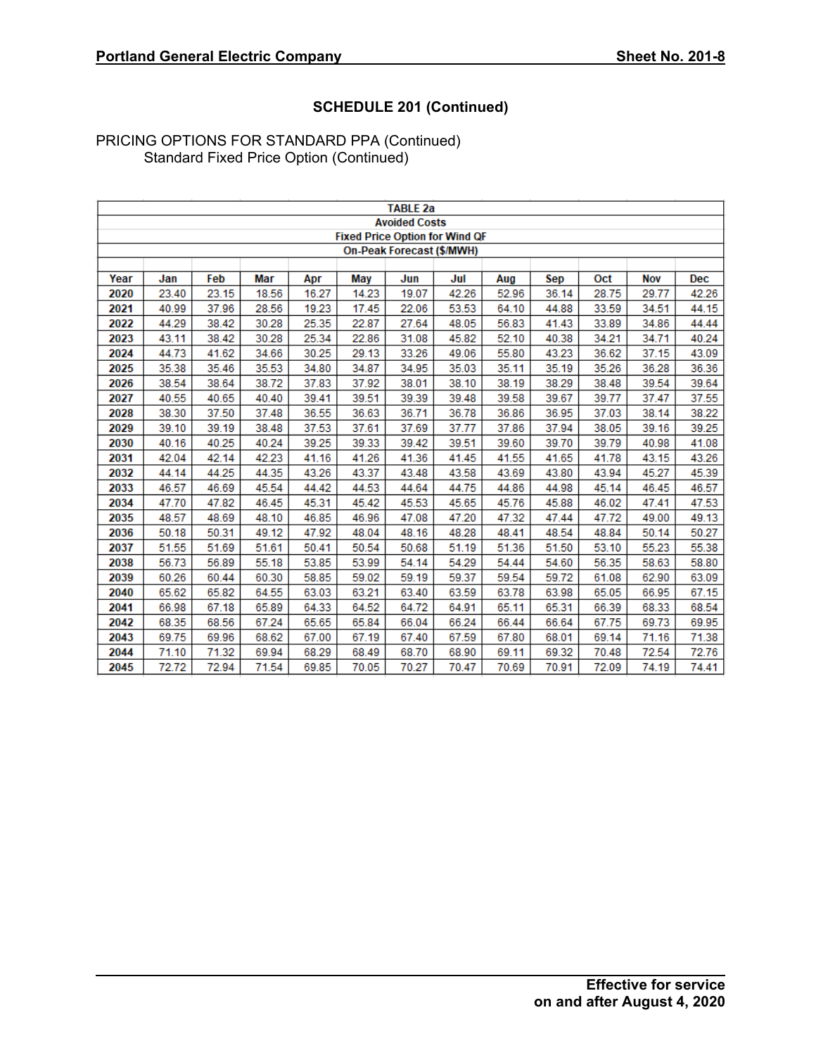## SCHEDULE 201 (Continued)

PRICING OPTIONS FOR STANDARD PPA (Continued)

Standard Fixed Price Option (Continued)

| TABLE 2a | | | | | | | | | | | | |
|---|---|---|---|---|---|---|---|---|---|---|---|---|
| Avoided Costs | | | | | | | | | | | | |
| Fixed Price Option for Wind QF | | | | | | | | | | | | |
| On-Peak Forecast ($/MWH) | | | | | | | | | | | | |
| **Year** | **Jan** | **Feb** | **Mar** | **Apr** | **May** | **Jun** | **Jul** | **Aug** | **Sep** | **Oct** | **Nov** | **Dec** |
| **2020** | 23.40 | 23.15 | 18.56 | 16.27 | 14.23 | 19.07 | 42.26 | 52.96 | 36.14 | 28.75 | 29.77 | 42.26 |
| **2021** | 40.99 | 37.96 | 28.56 | 19.23 | 17.45 | 22.06 | 53.53 | 64.10 | 44.88 | 33.59 | 34.51 | 44.15 |
| **2022** | 44.29 | 38.42 | 30.28 | 25.35 | 22.87 | 27.64 | 48.05 | 56.83 | 41.43 | 33.89 | 34.86 | 44.44 |
| **2023** | 43.11 | 38.42 | 30.28 | 25.34 | 22.86 | 31.08 | 45.82 | 52.10 | 40.38 | 34.21 | 34.71 | 40.24 |
| **2024** | 44.73 | 41.62 | 34.66 | 30.25 | 29.13 | 33.26 | 49.06 | 55.80 | 43.23 | 36.62 | 37.15 | 43.09 |
| **2025** | 35.38 | 35.46 | 35.53 | 34.80 | 34.87 | 34.95 | 35.03 | 35.11 | 35.19 | 35.26 | 36.28 | 36.36 |
| **2026** | 38.54 | 38.64 | 38.72 | 37.83 | 37.92 | 38.01 | 38.10 | 38.19 | 38.29 | 38.48 | 39.54 | 39.64 |
| **2027** | 40.55 | 40.65 | 40.40 | 39.41 | 39.51 | 39.39 | 39.48 | 39.58 | 39.67 | 39.77 | 37.47 | 37.55 |
| **2028** | 38.30 | 37.50 | 37.48 | 36.55 | 36.63 | 36.71 | 36.78 | 36.86 | 36.95 | 37.03 | 38.14 | 38.22 |
| **2029** | 39.10 | 39.19 | 38.48 | 37.53 | 37.61 | 37.69 | 37.77 | 37.86 | 37.94 | 38.05 | 39.16 | 39.25 |
| **2030** | 40.16 | 40.25 | 40.24 | 39.25 | 39.33 | 39.42 | 39.51 | 39.60 | 39.70 | 39.79 | 40.98 | 41.08 |
| **2031** | 42.04 | 42.14 | 42.23 | 41.16 | 41.26 | 41.36 | 41.45 | 41.55 | 41.65 | 41.78 | 43.15 | 43.26 |
| **2032** | 44.14 | 44.25 | 44.35 | 43.26 | 43.37 | 43.48 | 43.58 | 43.69 | 43.80 | 43.94 | 45.27 | 45.39 |
| **2033** | 46.57 | 46.69 | 45.54 | 44.42 | 44.53 | 44.64 | 44.75 | 44.86 | 44.98 | 45.14 | 46.45 | 46.57 |
| **2034** | 47.70 | 47.82 | 46.45 | 45.31 | 45.42 | 45.53 | 45.65 | 45.76 | 45.88 | 46.02 | 47.41 | 47.53 |
| **2035** | 48.57 | 48.69 | 48.10 | 46.85 | 46.96 | 47.08 | 47.20 | 47.32 | 47.44 | 47.72 | 49.00 | 49.13 |
| **2036** | 50.18 | 50.31 | 49.12 | 47.92 | 48.04 | 48.16 | 48.28 | 48.41 | 48.54 | 48.84 | 50.14 | 50.27 |
| **2037** | 51.55 | 51.69 | 51.61 | 50.41 | 50.54 | 50.68 | 51.19 | 51.36 | 51.50 | 53.10 | 55.23 | 55.38 |
| **2038** | 56.73 | 56.89 | 55.18 | 53.85 | 53.99 | 54.14 | 54.29 | 54.44 | 54.60 | 56.35 | 58.63 | 58.80 |
| **2039** | 60.26 | 60.44 | 60.30 | 58.85 | 59.02 | 59.19 | 59.37 | 59.54 | 59.72 | 61.08 | 62.90 | 63.09 |
| **2040** | 65.62 | 65.82 | 64.55 | 63.03 | 63.21 | 63.40 | 63.59 | 63.78 | 63.98 | 65.05 | 66.95 | 67.15 |
| **2041** | 66.98 | 67.18 | 65.89 | 64.33 | 64.52 | 64.72 | 64.91 | 65.11 | 65.31 | 66.39 | 68.33 | 68.54 |
| **2042** | 68.35 | 68.56 | 67.24 | 65.65 | 65.84 | 66.04 | 66.24 | 66.44 | 66.64 | 67.75 | 69.73 | 69.95 |
| **2043** | 69.75 | 69.96 | 68.62 | 67.00 | 67.19 | 67.40 | 67.59 | 67.80 | 68.01 | 69.14 | 71.16 | 71.38 |
| **2044** | 71.10 | 71.32 | 69.94 | 68.29 | 68.49 | 68.70 | 68.90 | 69.11 | 69.32 | 70.48 | 72.54 | 72.76 |
| **2045** | 72.72 | 72.94 | 71.54 | 69.85 | 70.05 | 70.27 | 70.47 | 70.69 | 70.91 | 72.09 | 74.19 | 74.41 |

**Effective for service on and after August 4, 2020**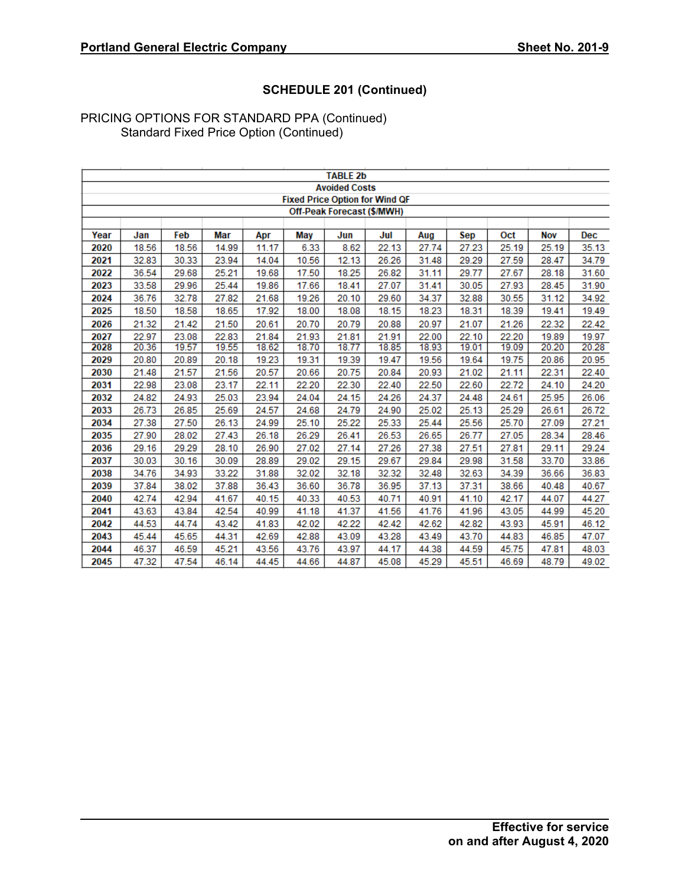## SCHEDULE 201 (Continued)

PRICING OPTIONS FOR STANDARD PPA (Continued)
Standard Fixed Price Option (Continued)

| TABLE 2b<br>Avoided Costs<br>Fixed Price Option for Wind QF<br>Off-Peak Forecast ($/MWH) | | | | | | | | | | | | |
|---|---|---|---|---|---|---|---|---|---|---|---|---|
| Year | Jan | Feb | Mar | Apr | May | Jun | Jul | Aug | Sep | Oct | Nov | Dec |
| 2020 | 18.56 | 18.56 | 14.99 | 11.17 | 6.33 | 8.62 | 22.13 | 27.74 | 27.23 | 25.19 | 25.19 | 35.13 |
| 2021 | 32.83 | 30.33 | 23.94 | 14.04 | 10.56 | 12.13 | 26.26 | 31.48 | 29.29 | 27.59 | 28.47 | 34.79 |
| 2022 | 36.54 | 29.68 | 25.21 | 19.68 | 17.50 | 18.25 | 26.82 | 31.11 | 29.77 | 27.67 | 28.18 | 31.60 |
| 2023 | 33.58 | 29.96 | 25.44 | 19.86 | 17.66 | 18.41 | 27.07 | 31.41 | 30.05 | 27.93 | 28.45 | 31.90 |
| 2024 | 36.76 | 32.78 | 27.82 | 21.68 | 19.26 | 20.10 | 29.60 | 34.37 | 32.88 | 30.55 | 31.12 | 34.92 |
| 2025 | 18.50 | 18.58 | 18.65 | 17.92 | 18.00 | 18.08 | 18.15 | 18.23 | 18.31 | 18.39 | 19.41 | 19.49 |
| 2026 | 21.32 | 21.42 | 21.50 | 20.61 | 20.70 | 20.79 | 20.88 | 20.97 | 21.07 | 21.26 | 22.32 | 22.42 |
| 2027 | 22.97 | 23.08 | 22.83 | 21.84 | 21.93 | 21.81 | 21.91 | 22.00 | 22.10 | 22.20 | 19.89 | 19.97 |
| 2028 | 20.36 | 19.57 | 19.55 | 18.62 | 18.70 | 18.77 | 18.85 | 18.93 | 19.01 | 19.09 | 20.20 | 20.28 |
| 2029 | 20.80 | 20.89 | 20.18 | 19.23 | 19.31 | 19.39 | 19.47 | 19.56 | 19.64 | 19.75 | 20.86 | 20.95 |
| 2030 | 21.48 | 21.57 | 21.56 | 20.57 | 20.66 | 20.75 | 20.84 | 20.93 | 21.02 | 21.11 | 22.31 | 22.40 |
| 2031 | 22.98 | 23.08 | 23.17 | 22.11 | 22.20 | 22.30 | 22.40 | 22.50 | 22.60 | 22.72 | 24.10 | 24.20 |
| 2032 | 24.82 | 24.93 | 25.03 | 23.94 | 24.04 | 24.15 | 24.26 | 24.37 | 24.48 | 24.61 | 25.95 | 26.06 |
| 2033 | 26.73 | 26.85 | 25.69 | 24.57 | 24.68 | 24.79 | 24.90 | 25.02 | 25.13 | 25.29 | 26.61 | 26.72 |
| 2034 | 27.38 | 27.50 | 26.13 | 24.99 | 25.10 | 25.22 | 25.33 | 25.44 | 25.56 | 25.70 | 27.09 | 27.21 |
| 2035 | 27.90 | 28.02 | 27.43 | 26.18 | 26.29 | 26.41 | 26.53 | 26.65 | 26.77 | 27.05 | 28.34 | 28.46 |
| 2036 | 29.16 | 29.29 | 28.10 | 26.90 | 27.02 | 27.14 | 27.26 | 27.38 | 27.51 | 27.81 | 29.11 | 29.24 |
| 2037 | 30.03 | 30.16 | 30.09 | 28.89 | 29.02 | 29.15 | 29.67 | 29.84 | 29.98 | 31.58 | 33.70 | 33.86 |
| 2038 | 34.76 | 34.93 | 33.22 | 31.88 | 32.02 | 32.18 | 32.32 | 32.48 | 32.63 | 34.39 | 36.66 | 36.83 |
| 2039 | 37.84 | 38.02 | 37.88 | 36.43 | 36.60 | 36.78 | 36.95 | 37.13 | 37.31 | 38.66 | 40.48 | 40.67 |
| 2040 | 42.74 | 42.94 | 41.67 | 40.15 | 40.33 | 40.53 | 40.71 | 40.91 | 41.10 | 42.17 | 44.07 | 44.27 |
| 2041 | 43.63 | 43.84 | 42.54 | 40.99 | 41.18 | 41.37 | 41.56 | 41.76 | 41.96 | 43.05 | 44.99 | 45.20 |
| 2042 | 44.53 | 44.74 | 43.42 | 41.83 | 42.02 | 42.22 | 42.42 | 42.62 | 42.82 | 43.93 | 45.91 | 46.12 |
| 2043 | 45.44 | 45.65 | 44.31 | 42.69 | 42.88 | 43.09 | 43.28 | 43.49 | 43.70 | 44.83 | 46.85 | 47.07 |
| 2044 | 46.37 | 46.59 | 45.21 | 43.56 | 43.76 | 43.97 | 44.17 | 44.38 | 44.59 | 45.75 | 47.81 | 48.03 |
| 2045 | 47.32 | 47.54 | 46.14 | 44.45 | 44.66 | 44.87 | 45.08 | 45.29 | 45.51 | 46.69 | 48.79 | 49.02 |

**Effective for service on and after August 4, 2020**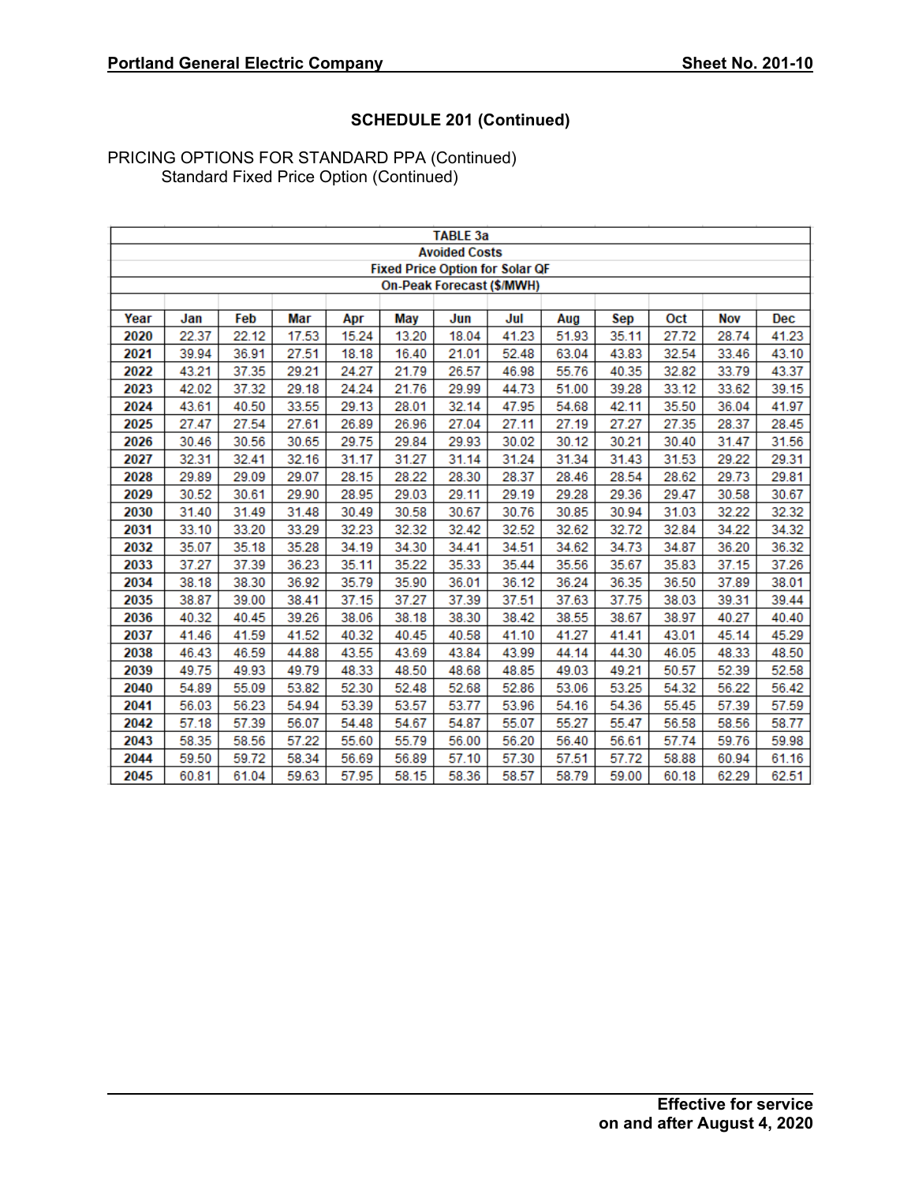## SCHEDULE 201 (Continued)

PRICING OPTIONS FOR STANDARD PPA (Continued)
Standard Fixed Price Option (Continued)

| TABLE 3a<br>Avoided Costs<br>Fixed Price Option for Solar QF<br>On-Peak Forecast ($/MWH) | | | | | | | | | | | | |
|---|---|---|---|---|---|---|---|---|---|---|---|---|
| **Year** | **Jan** | **Feb** | **Mar** | **Apr** | **May** | **Jun** | **Jul** | **Aug** | **Sep** | **Oct** | **Nov** | **Dec** |
| **2020** | 22.37 | 22.12 | 17.53 | 15.24 | 13.20 | 18.04 | 41.23 | 51.93 | 35.11 | 27.72 | 28.74 | 41.23 |
| **2021** | 39.94 | 36.91 | 27.51 | 18.18 | 16.40 | 21.01 | 52.48 | 63.04 | 43.83 | 32.54 | 33.46 | 43.10 |
| **2022** | 43.21 | 37.35 | 29.21 | 24.27 | 21.79 | 26.57 | 46.98 | 55.76 | 40.35 | 32.82 | 33.79 | 43.37 |
| **2023** | 42.02 | 37.32 | 29.18 | 24.24 | 21.76 | 29.99 | 44.73 | 51.00 | 39.28 | 33.12 | 33.62 | 39.15 |
| **2024** | 43.61 | 40.50 | 33.55 | 29.13 | 28.01 | 32.14 | 47.95 | 54.68 | 42.11 | 35.50 | 36.04 | 41.97 |
| **2025** | 27.47 | 27.54 | 27.61 | 26.89 | 26.96 | 27.04 | 27.11 | 27.19 | 27.27 | 27.35 | 28.37 | 28.45 |
| **2026** | 30.46 | 30.56 | 30.65 | 29.75 | 29.84 | 29.93 | 30.02 | 30.12 | 30.21 | 30.40 | 31.47 | 31.56 |
| **2027** | 32.31 | 32.41 | 32.16 | 31.17 | 31.27 | 31.14 | 31.24 | 31.34 | 31.43 | 31.53 | 29.22 | 29.31 |
| **2028** | 29.89 | 29.09 | 29.07 | 28.15 | 28.22 | 28.30 | 28.37 | 28.46 | 28.54 | 28.62 | 29.73 | 29.81 |
| **2029** | 30.52 | 30.61 | 29.90 | 28.95 | 29.03 | 29.11 | 29.19 | 29.28 | 29.36 | 29.47 | 30.58 | 30.67 |
| **2030** | 31.40 | 31.49 | 31.48 | 30.49 | 30.58 | 30.67 | 30.76 | 30.85 | 30.94 | 31.03 | 32.22 | 32.32 |
| **2031** | 33.10 | 33.20 | 33.29 | 32.23 | 32.32 | 32.42 | 32.52 | 32.62 | 32.72 | 32.84 | 34.22 | 34.32 |
| **2032** | 35.07 | 35.18 | 35.28 | 34.19 | 34.30 | 34.41 | 34.51 | 34.62 | 34.73 | 34.87 | 36.20 | 36.32 |
| **2033** | 37.27 | 37.39 | 36.23 | 35.11 | 35.22 | 35.33 | 35.44 | 35.56 | 35.67 | 35.83 | 37.15 | 37.26 |
| **2034** | 38.18 | 38.30 | 36.92 | 35.79 | 35.90 | 36.01 | 36.12 | 36.24 | 36.35 | 36.50 | 37.89 | 38.01 |
| **2035** | 38.87 | 39.00 | 38.41 | 37.15 | 37.27 | 37.39 | 37.51 | 37.63 | 37.75 | 38.03 | 39.31 | 39.44 |
| **2036** | 40.32 | 40.45 | 39.26 | 38.06 | 38.18 | 38.30 | 38.42 | 38.55 | 38.67 | 38.97 | 40.27 | 40.40 |
| **2037** | 41.46 | 41.59 | 41.52 | 40.32 | 40.45 | 40.58 | 41.10 | 41.27 | 41.41 | 43.01 | 45.14 | 45.29 |
| **2038** | 46.43 | 46.59 | 44.88 | 43.55 | 43.69 | 43.84 | 43.99 | 44.14 | 44.30 | 46.05 | 48.33 | 48.50 |
| **2039** | 49.75 | 49.93 | 49.79 | 48.33 | 48.50 | 48.68 | 48.85 | 49.03 | 49.21 | 50.57 | 52.39 | 52.58 |
| **2040** | 54.89 | 55.09 | 53.82 | 52.30 | 52.48 | 52.68 | 52.86 | 53.06 | 53.25 | 54.32 | 56.22 | 56.42 |
| **2041** | 56.03 | 56.23 | 54.94 | 53.39 | 53.57 | 53.77 | 53.96 | 54.16 | 54.36 | 55.45 | 57.39 | 57.59 |
| **2042** | 57.18 | 57.39 | 56.07 | 54.48 | 54.67 | 54.87 | 55.07 | 55.27 | 55.47 | 56.58 | 58.56 | 58.77 |
| **2043** | 58.35 | 58.56 | 57.22 | 55.60 | 55.79 | 56.00 | 56.20 | 56.40 | 56.61 | 57.74 | 59.76 | 59.98 |
| **2044** | 59.50 | 59.72 | 58.34 | 56.69 | 56.89 | 57.10 | 57.30 | 57.51 | 57.72 | 58.88 | 60.94 | 61.16 |
| **2045** | 60.81 | 61.04 | 59.63 | 57.95 | 58.15 | 58.36 | 58.57 | 58.79 | 59.00 | 60.18 | 62.29 | 62.51 |

**Effective for service on and after August 4, 2020**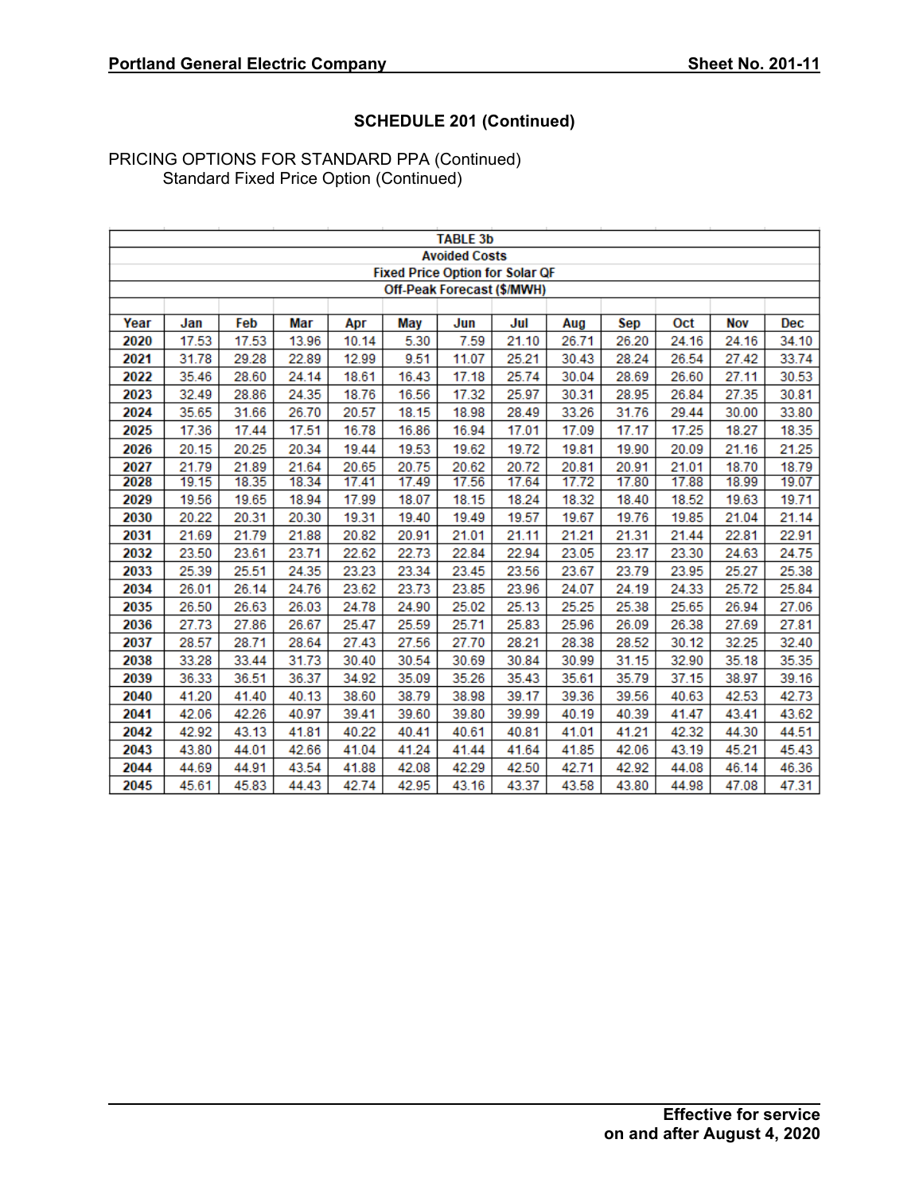## SCHEDULE 201 (Continued)

PRICING OPTIONS FOR STANDARD PPA (Continued)
Standard Fixed Price Option (Continued)

| TABLE 3b<br>Avoided Costs<br>Fixed Price Option for Solar QF<br>Off-Peak Forecast ($/MWH) | | | | | | | | | | | | |
|---|---|---|---|---|---|---|---|---|---|---|---|---|
| **Year** | **Jan** | **Feb** | **Mar** | **Apr** | **May** | **Jun** | **Jul** | **Aug** | **Sep** | **Oct** | **Nov** | **Dec** |
| **2020** | 17.53 | 17.53 | 13.96 | 10.14 | 5.30 | 7.59 | 21.10 | 26.71 | 26.20 | 24.16 | 24.16 | 34.10 |
| **2021** | 31.78 | 29.28 | 22.89 | 12.99 | 9.51 | 11.07 | 25.21 | 30.43 | 28.24 | 26.54 | 27.42 | 33.74 |
| **2022** | 35.46 | 28.60 | 24.14 | 18.61 | 16.43 | 17.18 | 25.74 | 30.04 | 28.69 | 26.60 | 27.11 | 30.53 |
| **2023** | 32.49 | 28.86 | 24.35 | 18.76 | 16.56 | 17.32 | 25.97 | 30.31 | 28.95 | 26.84 | 27.35 | 30.81 |
| **2024** | 35.65 | 31.66 | 26.70 | 20.57 | 18.15 | 18.98 | 28.49 | 33.26 | 31.76 | 29.44 | 30.00 | 33.80 |
| **2025** | 17.36 | 17.44 | 17.51 | 16.78 | 16.86 | 16.94 | 17.01 | 17.09 | 17.17 | 17.25 | 18.27 | 18.35 |
| **2026** | 20.15 | 20.25 | 20.34 | 19.44 | 19.53 | 19.62 | 19.72 | 19.81 | 19.90 | 20.09 | 21.16 | 21.25 |
| **2027** | 21.79 | 21.89 | 21.64 | 20.65 | 20.75 | 20.62 | 20.72 | 20.81 | 20.91 | 21.01 | 18.70 | 18.79 |
| **2028** | 19.15 | 18.35 | 18.34 | 17.41 | 17.49 | 17.56 | 17.64 | 17.72 | 17.80 | 17.88 | 18.99 | 19.07 |
| **2029** | 19.56 | 19.65 | 18.94 | 17.99 | 18.07 | 18.15 | 18.24 | 18.32 | 18.40 | 18.52 | 19.63 | 19.71 |
| **2030** | 20.22 | 20.31 | 20.30 | 19.31 | 19.40 | 19.49 | 19.57 | 19.67 | 19.76 | 19.85 | 21.04 | 21.14 |
| **2031** | 21.69 | 21.79 | 21.88 | 20.82 | 20.91 | 21.01 | 21.11 | 21.21 | 21.31 | 21.44 | 22.81 | 22.91 |
| **2032** | 23.50 | 23.61 | 23.71 | 22.62 | 22.73 | 22.84 | 22.94 | 23.05 | 23.17 | 23.30 | 24.63 | 24.75 |
| **2033** | 25.39 | 25.51 | 24.35 | 23.23 | 23.34 | 23.45 | 23.56 | 23.67 | 23.79 | 23.95 | 25.27 | 25.38 |
| **2034** | 26.01 | 26.14 | 24.76 | 23.62 | 23.73 | 23.85 | 23.96 | 24.07 | 24.19 | 24.33 | 25.72 | 25.84 |
| **2035** | 26.50 | 26.63 | 26.03 | 24.78 | 24.90 | 25.02 | 25.13 | 25.25 | 25.38 | 25.65 | 26.94 | 27.06 |
| **2036** | 27.73 | 27.86 | 26.67 | 25.47 | 25.59 | 25.71 | 25.83 | 25.96 | 26.09 | 26.38 | 27.69 | 27.81 |
| **2037** | 28.57 | 28.71 | 28.64 | 27.43 | 27.56 | 27.70 | 28.21 | 28.38 | 28.52 | 30.12 | 32.25 | 32.40 |
| **2038** | 33.28 | 33.44 | 31.73 | 30.40 | 30.54 | 30.69 | 30.84 | 30.99 | 31.15 | 32.90 | 35.18 | 35.35 |
| **2039** | 36.33 | 36.51 | 36.37 | 34.92 | 35.09 | 35.26 | 35.43 | 35.61 | 35.79 | 37.15 | 38.97 | 39.16 |
| **2040** | 41.20 | 41.40 | 40.13 | 38.60 | 38.79 | 38.98 | 39.17 | 39.36 | 39.56 | 40.63 | 42.53 | 42.73 |
| **2041** | 42.06 | 42.26 | 40.97 | 39.41 | 39.60 | 39.80 | 39.99 | 40.19 | 40.39 | 41.47 | 43.41 | 43.62 |
| **2042** | 42.92 | 43.13 | 41.81 | 40.22 | 40.41 | 40.61 | 40.81 | 41.01 | 41.21 | 42.32 | 44.30 | 44.51 |
| **2043** | 43.80 | 44.01 | 42.66 | 41.04 | 41.24 | 41.44 | 41.64 | 41.85 | 42.06 | 43.19 | 45.21 | 45.43 |
| **2044** | 44.69 | 44.91 | 43.54 | 41.88 | 42.08 | 42.29 | 42.50 | 42.71 | 42.92 | 44.08 | 46.14 | 46.36 |
| **2045** | 45.61 | 45.83 | 44.43 | 42.74 | 42.95 | 43.16 | 43.37 | 43.58 | 43.80 | 44.98 | 47.08 | 47.31 |

**Effective for service on and after August 4, 2020**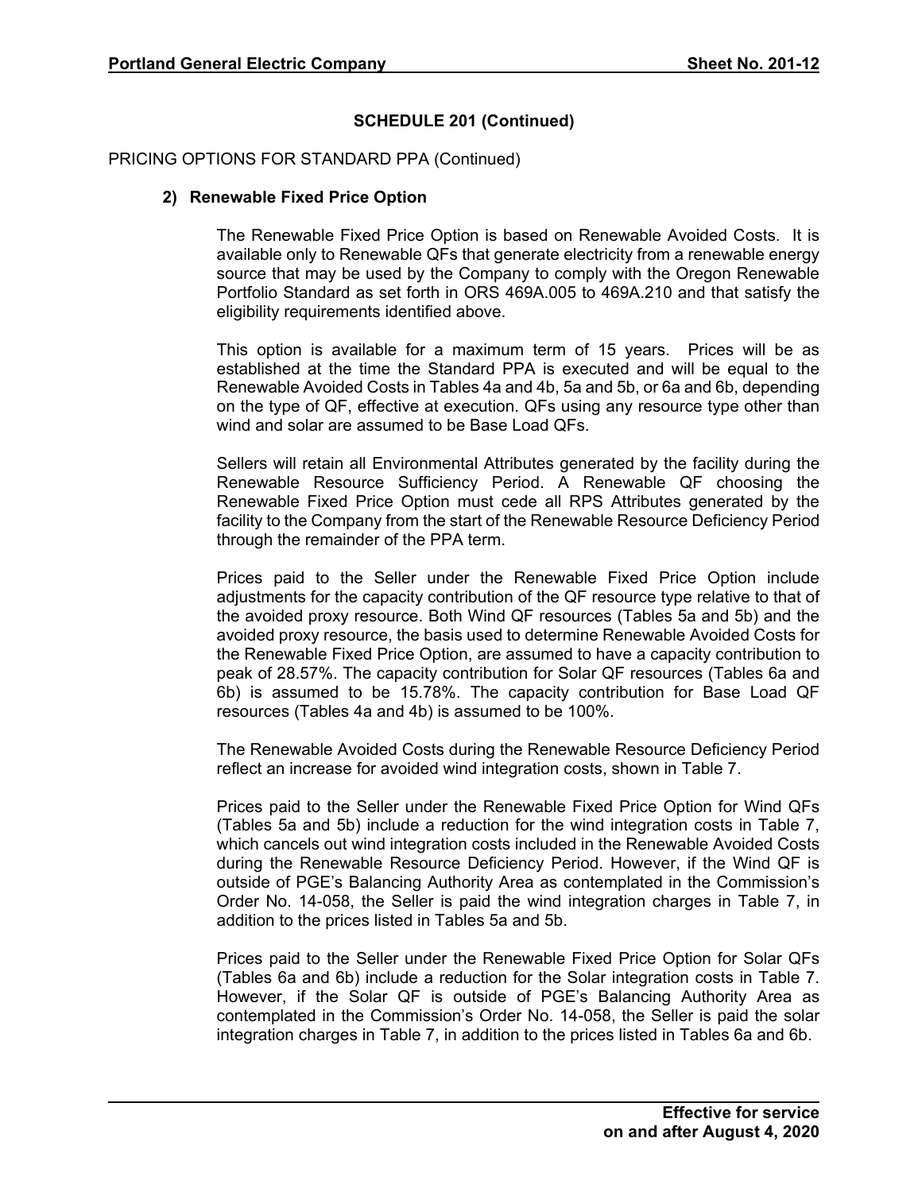## SCHEDULE 201 (Continued)

PRICING OPTIONS FOR STANDARD PPA (Continued)

### 2) Renewable Fixed Price Option

The Renewable Fixed Price Option is based on Renewable Avoided Costs. It is available only to Renewable QFs that generate electricity from a renewable energy source that may be used by the Company to comply with the Oregon Renewable Portfolio Standard as set forth in ORS 469A.005 to 469A.210 and that satisfy the eligibility requirements identified above.

This option is available for a maximum term of 15 years. Prices will be as established at the time the Standard PPA is executed and will be equal to the Renewable Avoided Costs in Tables 4a and 4b, 5a and 5b, or 6a and 6b, depending on the type of QF, effective at execution. QFs using any resource type other than wind and solar are assumed to be Base Load QFs.

Sellers will retain all Environmental Attributes generated by the facility during the Renewable Resource Sufficiency Period. A Renewable QF choosing the Renewable Fixed Price Option must cede all RPS Attributes generated by the facility to the Company from the start of the Renewable Resource Deficiency Period through the remainder of the PPA term.

Prices paid to the Seller under the Renewable Fixed Price Option include adjustments for the capacity contribution of the QF resource type relative to that of the avoided proxy resource. Both Wind QF resources (Tables 5a and 5b) and the avoided proxy resource, the basis used to determine Renewable Avoided Costs for the Renewable Fixed Price Option, are assumed to have a capacity contribution to peak of 28.57%. The capacity contribution for Solar QF resources (Tables 6a and 6b) is assumed to be 15.78%. The capacity contribution for Base Load QF resources (Tables 4a and 4b) is assumed to be 100%.

The Renewable Avoided Costs during the Renewable Resource Deficiency Period reflect an increase for avoided wind integration costs, shown in Table 7.

Prices paid to the Seller under the Renewable Fixed Price Option for Wind QFs (Tables 5a and 5b) include a reduction for the wind integration costs in Table 7, which cancels out wind integration costs included in the Renewable Avoided Costs during the Renewable Resource Deficiency Period. However, if the Wind QF is outside of PGE's Balancing Authority Area as contemplated in the Commission's Order No. 14-058, the Seller is paid the wind integration charges in Table 7, in addition to the prices listed in Tables 5a and 5b.

Prices paid to the Seller under the Renewable Fixed Price Option for Solar QFs (Tables 6a and 6b) include a reduction for the Solar integration costs in Table 7. However, if the Solar QF is outside of PGE's Balancing Authority Area as contemplated in the Commission's Order No. 14-058, the Seller is paid the solar integration charges in Table 7, in addition to the prices listed in Tables 6a and 6b.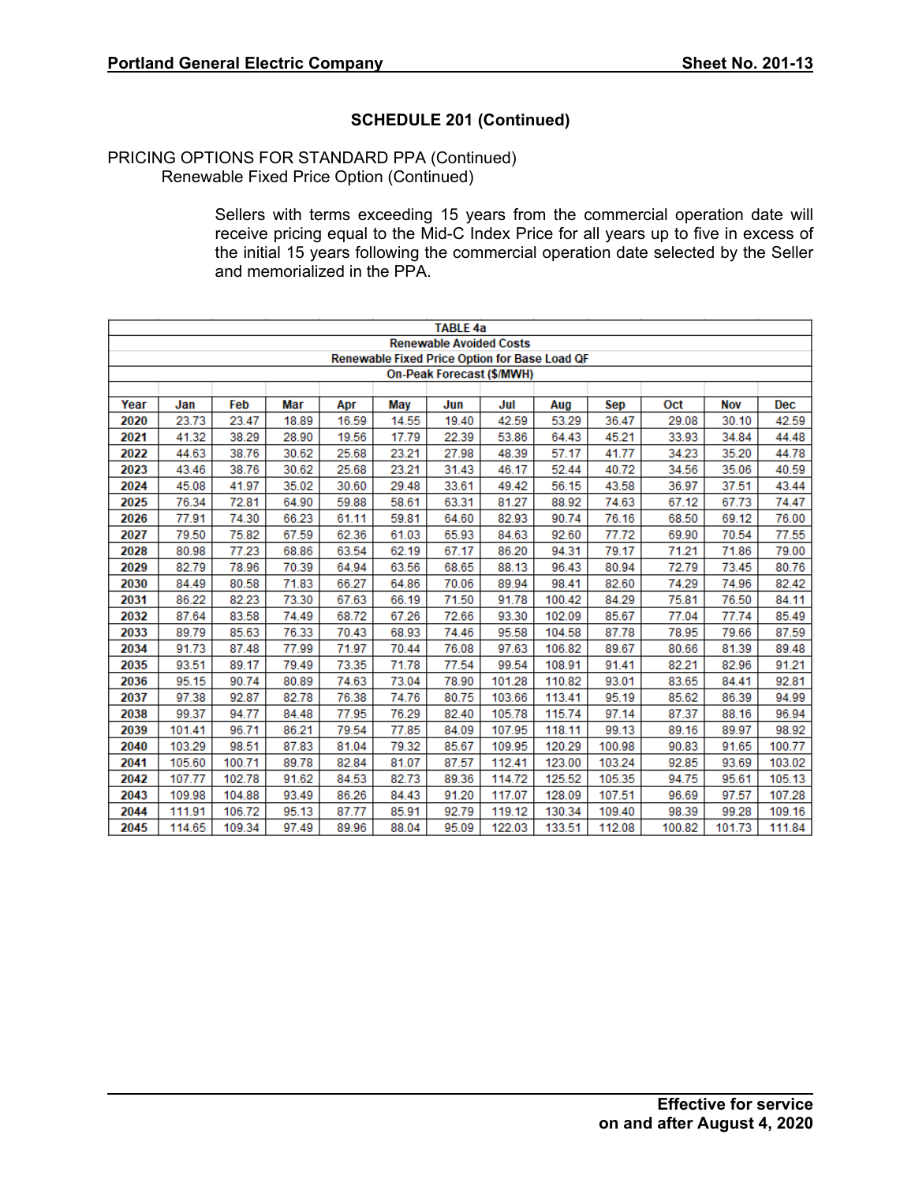## SCHEDULE 201 (Continued)

PRICING OPTIONS FOR STANDARD PPA (Continued)

Renewable Fixed Price Option (Continued)

Sellers with terms exceeding 15 years from the commercial operation date will receive pricing equal to the Mid-C Index Price for all years up to five in excess of the initial 15 years following the commercial operation date selected by the Seller and memorialized in the PPA.

**TABLE 4a**
**Renewable Avoided Costs**
**Renewable Fixed Price Option for Base Load QF**
**On-Peak Forecast ($/MWH)**

| Year | Jan | Feb | Mar | Apr | May | Jun | Jul | Aug | Sep | Oct | Nov | Dec |
|---|---|---|---|---|---|---|---|---|---|---|---|---|
| 2020 | 23.73 | 23.47 | 18.89 | 16.59 | 14.55 | 19.40 | 42.59 | 53.29 | 36.47 | 29.08 | 30.10 | 42.59 |
| 2021 | 41.32 | 38.29 | 28.90 | 19.56 | 17.79 | 22.39 | 53.86 | 64.43 | 45.21 | 33.93 | 34.84 | 44.48 |
| 2022 | 44.63 | 38.76 | 30.62 | 25.68 | 23.21 | 27.98 | 48.39 | 57.17 | 41.77 | 34.23 | 35.20 | 44.78 |
| 2023 | 43.46 | 38.76 | 30.62 | 25.68 | 23.21 | 31.43 | 46.17 | 52.44 | 40.72 | 34.56 | 35.06 | 40.59 |
| 2024 | 45.08 | 41.97 | 35.02 | 30.60 | 29.48 | 33.61 | 49.42 | 56.15 | 43.58 | 36.97 | 37.51 | 43.44 |
| 2025 | 76.34 | 72.81 | 64.90 | 59.88 | 58.61 | 63.31 | 81.27 | 88.92 | 74.63 | 67.12 | 67.73 | 74.47 |
| 2026 | 77.91 | 74.30 | 66.23 | 61.11 | 59.81 | 64.60 | 82.93 | 90.74 | 76.16 | 68.50 | 69.12 | 76.00 |
| 2027 | 79.50 | 75.82 | 67.59 | 62.36 | 61.03 | 65.93 | 84.63 | 92.60 | 77.72 | 69.90 | 70.54 | 77.55 |
| 2028 | 80.98 | 77.23 | 68.86 | 63.54 | 62.19 | 67.17 | 86.20 | 94.31 | 79.17 | 71.21 | 71.86 | 79.00 |
| 2029 | 82.79 | 78.96 | 70.39 | 64.94 | 63.56 | 68.65 | 88.13 | 96.43 | 80.94 | 72.79 | 73.45 | 80.76 |
| 2030 | 84.49 | 80.58 | 71.83 | 66.27 | 64.86 | 70.06 | 89.94 | 98.41 | 82.60 | 74.29 | 74.96 | 82.42 |
| 2031 | 86.22 | 82.23 | 73.30 | 67.63 | 66.19 | 71.50 | 91.78 | 100.42 | 84.29 | 75.81 | 76.50 | 84.11 |
| 2032 | 87.64 | 83.58 | 74.49 | 68.72 | 67.26 | 72.66 | 93.30 | 102.09 | 85.67 | 77.04 | 77.74 | 85.49 |
| 2033 | 89.79 | 85.63 | 76.33 | 70.43 | 68.93 | 74.46 | 95.58 | 104.58 | 87.78 | 78.95 | 79.66 | 87.59 |
| 2034 | 91.73 | 87.48 | 77.99 | 71.97 | 70.44 | 76.08 | 97.63 | 106.82 | 89.67 | 80.66 | 81.39 | 89.48 |
| 2035 | 93.51 | 89.17 | 79.49 | 73.35 | 71.78 | 77.54 | 99.54 | 108.91 | 91.41 | 82.21 | 82.96 | 91.21 |
| 2036 | 95.15 | 90.74 | 80.89 | 74.63 | 73.04 | 78.90 | 101.28 | 110.82 | 93.01 | 83.65 | 84.41 | 92.81 |
| 2037 | 97.38 | 92.87 | 82.78 | 76.38 | 74.76 | 80.75 | 103.66 | 113.41 | 95.19 | 85.62 | 86.39 | 94.99 |
| 2038 | 99.37 | 94.77 | 84.48 | 77.95 | 76.29 | 82.40 | 105.78 | 115.74 | 97.14 | 87.37 | 88.16 | 96.94 |
| 2039 | 101.41 | 96.71 | 86.21 | 79.54 | 77.85 | 84.09 | 107.95 | 118.11 | 99.13 | 89.16 | 89.97 | 98.92 |
| 2040 | 103.29 | 98.51 | 87.83 | 81.04 | 79.32 | 85.67 | 109.95 | 120.29 | 100.98 | 90.83 | 91.65 | 100.77 |
| 2041 | 105.60 | 100.71 | 89.78 | 82.84 | 81.07 | 87.57 | 112.41 | 123.00 | 103.24 | 92.85 | 93.69 | 103.02 |
| 2042 | 107.77 | 102.78 | 91.62 | 84.53 | 82.73 | 89.36 | 114.72 | 125.52 | 105.35 | 94.75 | 95.61 | 105.13 |
| 2043 | 109.98 | 104.88 | 93.49 | 86.26 | 84.43 | 91.20 | 117.07 | 128.09 | 107.51 | 96.69 | 97.57 | 107.28 |
| 2044 | 111.91 | 106.72 | 95.13 | 87.77 | 85.91 | 92.79 | 119.12 | 130.34 | 109.40 | 98.39 | 99.28 | 109.16 |
| 2045 | 114.65 | 109.34 | 97.49 | 89.96 | 88.04 | 95.09 | 122.03 | 133.51 | 112.08 | 100.82 | 101.73 | 111.84 |

**Effective for service on and after August 4, 2020**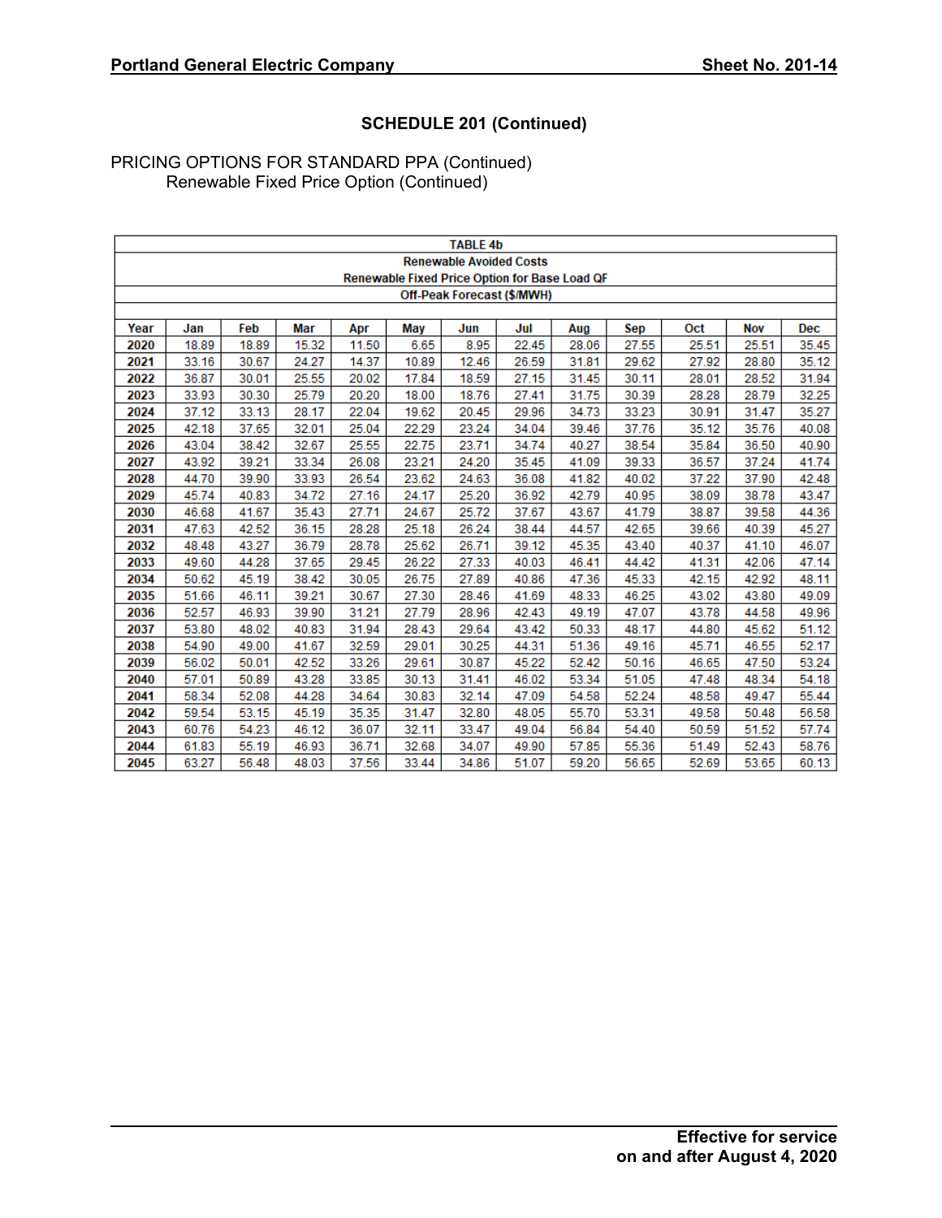## SCHEDULE 201 (Continued)

PRICING OPTIONS FOR STANDARD PPA (Continued)

Renewable Fixed Price Option (Continued)

| TABLE 4b | | | | | | | | | | | | |
|---|---|---|---|---|---|---|---|---|---|---|---|---|
| Renewable Avoided Costs | | | | | | | | | | | | |
| Renewable Fixed Price Option for Base Load QF | | | | | | | | | | | | |
| Off-Peak Forecast ($/MWH) | | | | | | | | | | | | |
| Year | Jan | Feb | Mar | Apr | May | Jun | Jul | Aug | Sep | Oct | Nov | Dec |
| 2020 | 18.89 | 18.89 | 15.32 | 11.50 | 6.65 | 8.95 | 22.45 | 28.06 | 27.55 | 25.51 | 25.51 | 35.45 |
| 2021 | 33.16 | 30.67 | 24.27 | 14.37 | 10.89 | 12.46 | 26.59 | 31.81 | 29.62 | 27.92 | 28.80 | 35.12 |
| 2022 | 36.87 | 30.01 | 25.55 | 20.02 | 17.84 | 18.59 | 27.15 | 31.45 | 30.11 | 28.01 | 28.52 | 31.94 |
| 2023 | 33.93 | 30.30 | 25.79 | 20.20 | 18.00 | 18.76 | 27.41 | 31.75 | 30.39 | 28.28 | 28.79 | 32.25 |
| 2024 | 37.12 | 33.13 | 28.17 | 22.04 | 19.62 | 20.45 | 29.96 | 34.73 | 33.23 | 30.91 | 31.47 | 35.27 |
| 2025 | 42.18 | 37.65 | 32.01 | 25.04 | 22.29 | 23.24 | 34.04 | 39.46 | 37.76 | 35.12 | 35.76 | 40.08 |
| 2026 | 43.04 | 38.42 | 32.67 | 25.55 | 22.75 | 23.71 | 34.74 | 40.27 | 38.54 | 35.84 | 36.50 | 40.90 |
| 2027 | 43.92 | 39.21 | 33.34 | 26.08 | 23.21 | 24.20 | 35.45 | 41.09 | 39.33 | 36.57 | 37.24 | 41.74 |
| 2028 | 44.70 | 39.90 | 33.93 | 26.54 | 23.62 | 24.63 | 36.08 | 41.82 | 40.02 | 37.22 | 37.90 | 42.48 |
| 2029 | 45.74 | 40.83 | 34.72 | 27.16 | 24.17 | 25.20 | 36.92 | 42.79 | 40.95 | 38.09 | 38.78 | 43.47 |
| 2030 | 46.68 | 41.67 | 35.43 | 27.71 | 24.67 | 25.72 | 37.67 | 43.67 | 41.79 | 38.87 | 39.58 | 44.36 |
| 2031 | 47.63 | 42.52 | 36.15 | 28.28 | 25.18 | 26.24 | 38.44 | 44.57 | 42.65 | 39.66 | 40.39 | 45.27 |
| 2032 | 48.48 | 43.27 | 36.79 | 28.78 | 25.62 | 26.71 | 39.12 | 45.35 | 43.40 | 40.37 | 41.10 | 46.07 |
| 2033 | 49.60 | 44.28 | 37.65 | 29.45 | 26.22 | 27.33 | 40.03 | 46.41 | 44.42 | 41.31 | 42.06 | 47.14 |
| 2034 | 50.62 | 45.19 | 38.42 | 30.05 | 26.75 | 27.89 | 40.86 | 47.36 | 45.33 | 42.15 | 42.92 | 48.11 |
| 2035 | 51.66 | 46.11 | 39.21 | 30.67 | 27.30 | 28.46 | 41.69 | 48.33 | 46.25 | 43.02 | 43.80 | 49.09 |
| 2036 | 52.57 | 46.93 | 39.90 | 31.21 | 27.79 | 28.96 | 42.43 | 49.19 | 47.07 | 43.78 | 44.58 | 49.96 |
| 2037 | 53.80 | 48.02 | 40.83 | 31.94 | 28.43 | 29.64 | 43.42 | 50.33 | 48.17 | 44.80 | 45.62 | 51.12 |
| 2038 | 54.90 | 49.00 | 41.67 | 32.59 | 29.01 | 30.25 | 44.31 | 51.36 | 49.16 | 45.71 | 46.55 | 52.17 |
| 2039 | 56.02 | 50.01 | 42.52 | 33.26 | 29.61 | 30.87 | 45.22 | 52.42 | 50.16 | 46.65 | 47.50 | 53.24 |
| 2040 | 57.01 | 50.89 | 43.28 | 33.85 | 30.13 | 31.41 | 46.02 | 53.34 | 51.05 | 47.48 | 48.34 | 54.18 |
| 2041 | 58.34 | 52.08 | 44.28 | 34.64 | 30.83 | 32.14 | 47.09 | 54.58 | 52.24 | 48.58 | 49.47 | 55.44 |
| 2042 | 59.54 | 53.15 | 45.19 | 35.35 | 31.47 | 32.80 | 48.05 | 55.70 | 53.31 | 49.58 | 50.48 | 56.58 |
| 2043 | 60.76 | 54.23 | 46.12 | 36.07 | 32.11 | 33.47 | 49.04 | 56.84 | 54.40 | 50.59 | 51.52 | 57.74 |
| 2044 | 61.83 | 55.19 | 46.93 | 36.71 | 32.68 | 34.07 | 49.90 | 57.85 | 55.36 | 51.49 | 52.43 | 58.76 |
| 2045 | 63.27 | 56.48 | 48.03 | 37.56 | 33.44 | 34.86 | 51.07 | 59.20 | 56.65 | 52.69 | 53.65 | 60.13 |

**Effective for service on and after August 4, 2020**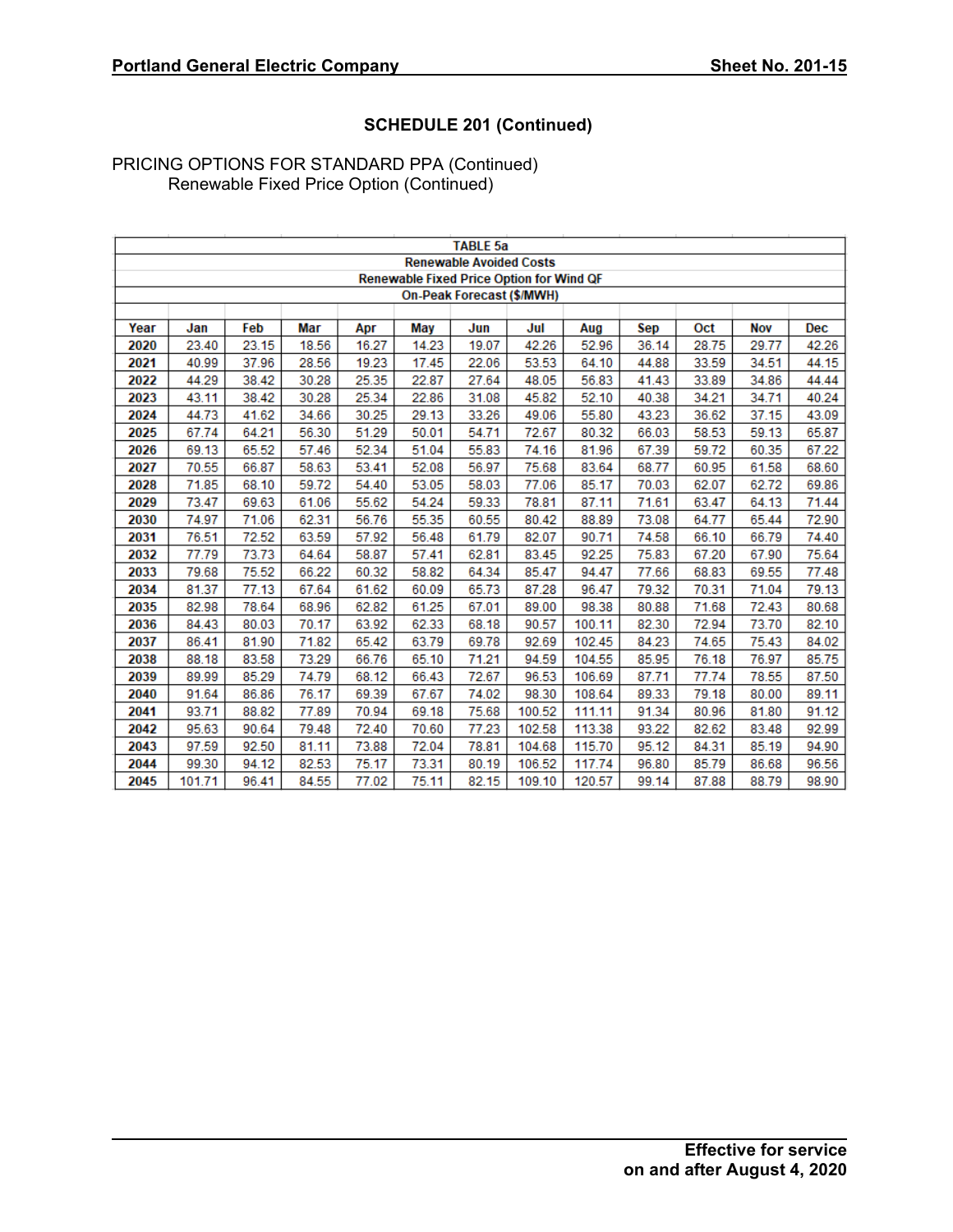## SCHEDULE 201 (Continued)

PRICING OPTIONS FOR STANDARD PPA (Continued)
Renewable Fixed Price Option (Continued)

| TABLE 5a | | | | | | | | | | | | |
|---|---|---|---|---|---|---|---|---|---|---|---|---|
| Renewable Avoided Costs | | | | | | | | | | | | |
| Renewable Fixed Price Option for Wind QF | | | | | | | | | | | | |
| On-Peak Forecast ($/MWH) | | | | | | | | | | | | |
| **Year** | **Jan** | **Feb** | **Mar** | **Apr** | **May** | **Jun** | **Jul** | **Aug** | **Sep** | **Oct** | **Nov** | **Dec** |
| **2020** | 23.40 | 23.15 | 18.56 | 16.27 | 14.23 | 19.07 | 42.26 | 52.96 | 36.14 | 28.75 | 29.77 | 42.26 |
| **2021** | 40.99 | 37.96 | 28.56 | 19.23 | 17.45 | 22.06 | 53.53 | 64.10 | 44.88 | 33.59 | 34.51 | 44.15 |
| **2022** | 44.29 | 38.42 | 30.28 | 25.35 | 22.87 | 27.64 | 48.05 | 56.83 | 41.43 | 33.89 | 34.86 | 44.44 |
| **2023** | 43.11 | 38.42 | 30.28 | 25.34 | 22.86 | 31.08 | 45.82 | 52.10 | 40.38 | 34.21 | 34.71 | 40.24 |
| **2024** | 44.73 | 41.62 | 34.66 | 30.25 | 29.13 | 33.26 | 49.06 | 55.80 | 43.23 | 36.62 | 37.15 | 43.09 |
| **2025** | 67.74 | 64.21 | 56.30 | 51.29 | 50.01 | 54.71 | 72.67 | 80.32 | 66.03 | 58.53 | 59.13 | 65.87 |
| **2026** | 69.13 | 65.52 | 57.46 | 52.34 | 51.04 | 55.83 | 74.16 | 81.96 | 67.39 | 59.72 | 60.35 | 67.22 |
| **2027** | 70.55 | 66.87 | 58.63 | 53.41 | 52.08 | 56.97 | 75.68 | 83.64 | 68.77 | 60.95 | 61.58 | 68.60 |
| **2028** | 71.85 | 68.10 | 59.72 | 54.40 | 53.05 | 58.03 | 77.06 | 85.17 | 70.03 | 62.07 | 62.72 | 69.86 |
| **2029** | 73.47 | 69.63 | 61.06 | 55.62 | 54.24 | 59.33 | 78.81 | 87.11 | 71.61 | 63.47 | 64.13 | 71.44 |
| **2030** | 74.97 | 71.06 | 62.31 | 56.76 | 55.35 | 60.55 | 80.42 | 88.89 | 73.08 | 64.77 | 65.44 | 72.90 |
| **2031** | 76.51 | 72.52 | 63.59 | 57.92 | 56.48 | 61.79 | 82.07 | 90.71 | 74.58 | 66.10 | 66.79 | 74.40 |
| **2032** | 77.79 | 73.73 | 64.64 | 58.87 | 57.41 | 62.81 | 83.45 | 92.25 | 75.83 | 67.20 | 67.90 | 75.64 |
| **2033** | 79.68 | 75.52 | 66.22 | 60.32 | 58.82 | 64.34 | 85.47 | 94.47 | 77.66 | 68.83 | 69.55 | 77.48 |
| **2034** | 81.37 | 77.13 | 67.64 | 61.62 | 60.09 | 65.73 | 87.28 | 96.47 | 79.32 | 70.31 | 71.04 | 79.13 |
| **2035** | 82.98 | 78.64 | 68.96 | 62.82 | 61.25 | 67.01 | 89.00 | 98.38 | 80.88 | 71.68 | 72.43 | 80.68 |
| **2036** | 84.43 | 80.03 | 70.17 | 63.92 | 62.33 | 68.18 | 90.57 | 100.11 | 82.30 | 72.94 | 73.70 | 82.10 |
| **2037** | 86.41 | 81.90 | 71.82 | 65.42 | 63.79 | 69.78 | 92.69 | 102.45 | 84.23 | 74.65 | 75.43 | 84.02 |
| **2038** | 88.18 | 83.58 | 73.29 | 66.76 | 65.10 | 71.21 | 94.59 | 104.55 | 85.95 | 76.18 | 76.97 | 85.75 |
| **2039** | 89.99 | 85.29 | 74.79 | 68.12 | 66.43 | 72.67 | 96.53 | 106.69 | 87.71 | 77.74 | 78.55 | 87.50 |
| **2040** | 91.64 | 86.86 | 76.17 | 69.39 | 67.67 | 74.02 | 98.30 | 108.64 | 89.33 | 79.18 | 80.00 | 89.11 |
| **2041** | 93.71 | 88.82 | 77.89 | 70.94 | 69.18 | 75.68 | 100.52 | 111.11 | 91.34 | 80.96 | 81.80 | 91.12 |
| **2042** | 95.63 | 90.64 | 79.48 | 72.40 | 70.60 | 77.23 | 102.58 | 113.38 | 93.22 | 82.62 | 83.48 | 92.99 |
| **2043** | 97.59 | 92.50 | 81.11 | 73.88 | 72.04 | 78.81 | 104.68 | 115.70 | 95.12 | 84.31 | 85.19 | 94.90 |
| **2044** | 99.30 | 94.12 | 82.53 | 75.17 | 73.31 | 80.19 | 106.52 | 117.74 | 96.80 | 85.79 | 86.68 | 96.56 |
| **2045** | 101.71 | 96.41 | 84.55 | 77.02 | 75.11 | 82.15 | 109.10 | 120.57 | 99.14 | 87.88 | 88.79 | 98.90 |

**Effective for service on and after August 4, 2020**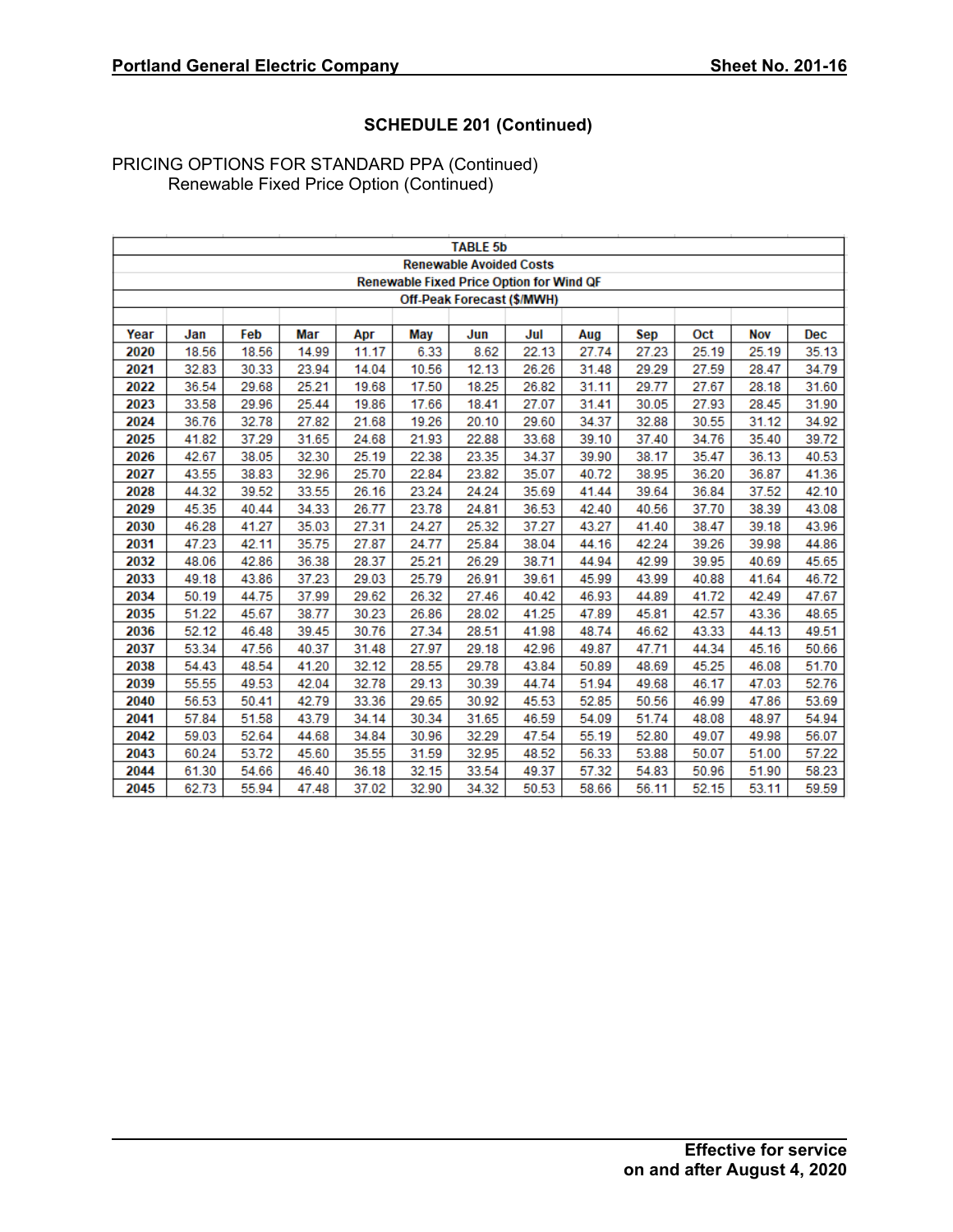## SCHEDULE 201 (Continued)

PRICING OPTIONS FOR STANDARD PPA (Continued)
Renewable Fixed Price Option (Continued)

| TABLE 5b | | | | | | | | | | | | |
|---|---|---|---|---|---|---|---|---|---|---|---|---|
| Renewable Avoided Costs | | | | | | | | | | | | |
| Renewable Fixed Price Option for Wind QF | | | | | | | | | | | | |
| Off-Peak Forecast ($/MWH) | | | | | | | | | | | | |
| **Year** | **Jan** | **Feb** | **Mar** | **Apr** | **May** | **Jun** | **Jul** | **Aug** | **Sep** | **Oct** | **Nov** | **Dec** |
| **2020** | 18.56 | 18.56 | 14.99 | 11.17 | 6.33 | 8.62 | 22.13 | 27.74 | 27.23 | 25.19 | 25.19 | 35.13 |
| **2021** | 32.83 | 30.33 | 23.94 | 14.04 | 10.56 | 12.13 | 26.26 | 31.48 | 29.29 | 27.59 | 28.47 | 34.79 |
| **2022** | 36.54 | 29.68 | 25.21 | 19.68 | 17.50 | 18.25 | 26.82 | 31.11 | 29.77 | 27.67 | 28.18 | 31.60 |
| **2023** | 33.58 | 29.96 | 25.44 | 19.86 | 17.66 | 18.41 | 27.07 | 31.41 | 30.05 | 27.93 | 28.45 | 31.90 |
| **2024** | 36.76 | 32.78 | 27.82 | 21.68 | 19.26 | 20.10 | 29.60 | 34.37 | 32.88 | 30.55 | 31.12 | 34.92 |
| **2025** | 41.82 | 37.29 | 31.65 | 24.68 | 21.93 | 22.88 | 33.68 | 39.10 | 37.40 | 34.76 | 35.40 | 39.72 |
| **2026** | 42.67 | 38.05 | 32.30 | 25.19 | 22.38 | 23.35 | 34.37 | 39.90 | 38.17 | 35.47 | 36.13 | 40.53 |
| **2027** | 43.55 | 38.83 | 32.96 | 25.70 | 22.84 | 23.82 | 35.07 | 40.72 | 38.95 | 36.20 | 36.87 | 41.36 |
| **2028** | 44.32 | 39.52 | 33.55 | 26.16 | 23.24 | 24.24 | 35.69 | 41.44 | 39.64 | 36.84 | 37.52 | 42.10 |
| **2029** | 45.35 | 40.44 | 34.33 | 26.77 | 23.78 | 24.81 | 36.53 | 42.40 | 40.56 | 37.70 | 38.39 | 43.08 |
| **2030** | 46.28 | 41.27 | 35.03 | 27.31 | 24.27 | 25.32 | 37.27 | 43.27 | 41.40 | 38.47 | 39.18 | 43.96 |
| **2031** | 47.23 | 42.11 | 35.75 | 27.87 | 24.77 | 25.84 | 38.04 | 44.16 | 42.24 | 39.26 | 39.98 | 44.86 |
| **2032** | 48.06 | 42.86 | 36.38 | 28.37 | 25.21 | 26.29 | 38.71 | 44.94 | 42.99 | 39.95 | 40.69 | 45.65 |
| **2033** | 49.18 | 43.86 | 37.23 | 29.03 | 25.79 | 26.91 | 39.61 | 45.99 | 43.99 | 40.88 | 41.64 | 46.72 |
| **2034** | 50.19 | 44.75 | 37.99 | 29.62 | 26.32 | 27.46 | 40.42 | 46.93 | 44.89 | 41.72 | 42.49 | 47.67 |
| **2035** | 51.22 | 45.67 | 38.77 | 30.23 | 26.86 | 28.02 | 41.25 | 47.89 | 45.81 | 42.57 | 43.36 | 48.65 |
| **2036** | 52.12 | 46.48 | 39.45 | 30.76 | 27.34 | 28.51 | 41.98 | 48.74 | 46.62 | 43.33 | 44.13 | 49.51 |
| **2037** | 53.34 | 47.56 | 40.37 | 31.48 | 27.97 | 29.18 | 42.96 | 49.87 | 47.71 | 44.34 | 45.16 | 50.66 |
| **2038** | 54.43 | 48.54 | 41.20 | 32.12 | 28.55 | 29.78 | 43.84 | 50.89 | 48.69 | 45.25 | 46.08 | 51.70 |
| **2039** | 55.55 | 49.53 | 42.04 | 32.78 | 29.13 | 30.39 | 44.74 | 51.94 | 49.68 | 46.17 | 47.03 | 52.76 |
| **2040** | 56.53 | 50.41 | 42.79 | 33.36 | 29.65 | 30.92 | 45.53 | 52.85 | 50.56 | 46.99 | 47.86 | 53.69 |
| **2041** | 57.84 | 51.58 | 43.79 | 34.14 | 30.34 | 31.65 | 46.59 | 54.09 | 51.74 | 48.08 | 48.97 | 54.94 |
| **2042** | 59.03 | 52.64 | 44.68 | 34.84 | 30.96 | 32.29 | 47.54 | 55.19 | 52.80 | 49.07 | 49.98 | 56.07 |
| **2043** | 60.24 | 53.72 | 45.60 | 35.55 | 31.59 | 32.95 | 48.52 | 56.33 | 53.88 | 50.07 | 51.00 | 57.22 |
| **2044** | 61.30 | 54.66 | 46.40 | 36.18 | 32.15 | 33.54 | 49.37 | 57.32 | 54.83 | 50.96 | 51.90 | 58.23 |
| **2045** | 62.73 | 55.94 | 47.48 | 37.02 | 32.90 | 34.32 | 50.53 | 58.66 | 56.11 | 52.15 | 53.11 | 59.59 |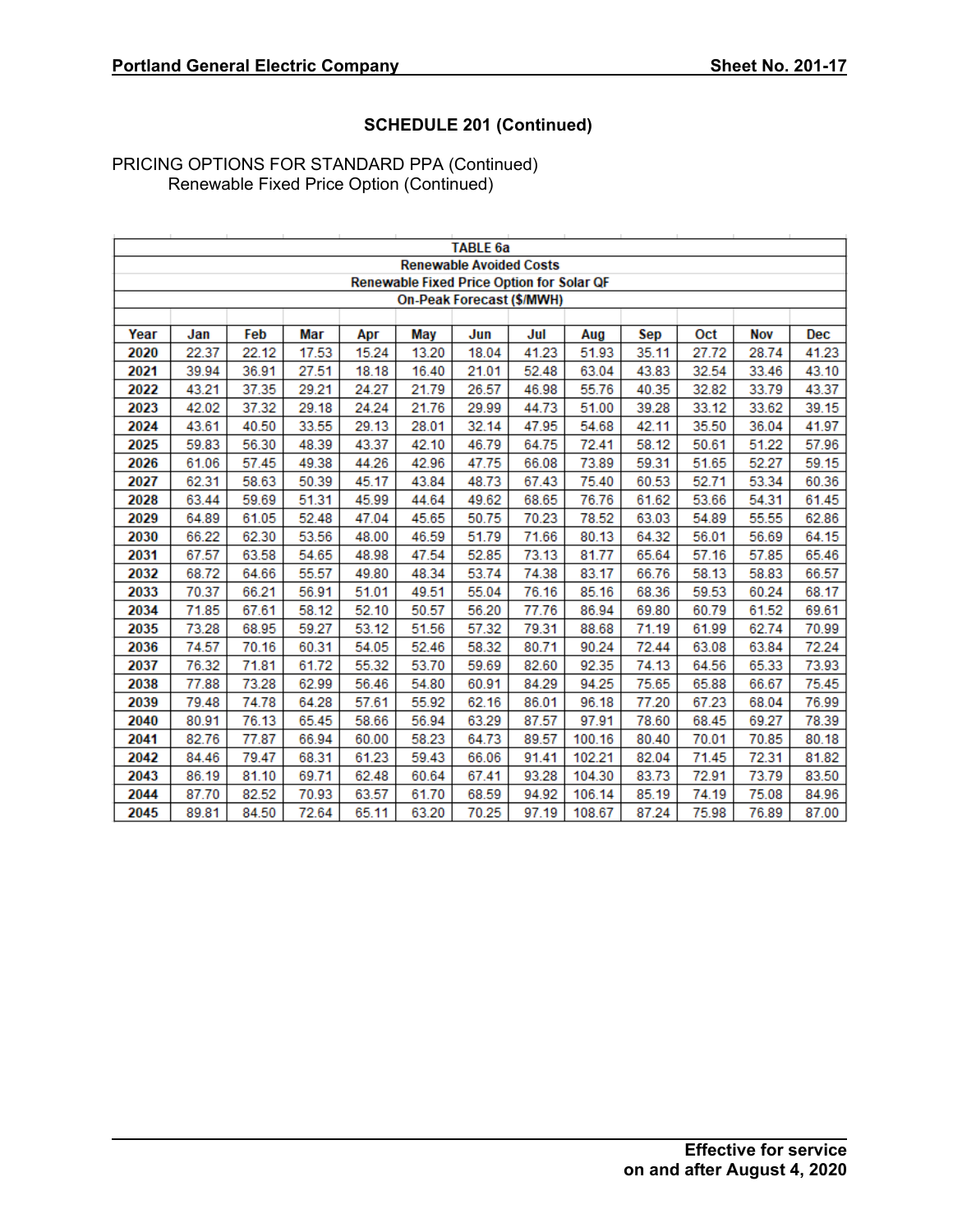## SCHEDULE 201 (Continued)

PRICING OPTIONS FOR STANDARD PPA (Continued)
Renewable Fixed Price Option (Continued)

| TABLE 6a | | | | | | | | | | | | |
|---|---|---|---|---|---|---|---|---|---|---|---|---|
| Renewable Avoided Costs | | | | | | | | | | | | |
| Renewable Fixed Price Option for Solar QF | | | | | | | | | | | | |
| On-Peak Forecast ($/MWH) | | | | | | | | | | | | |
| **Year** | **Jan** | **Feb** | **Mar** | **Apr** | **May** | **Jun** | **Jul** | **Aug** | **Sep** | **Oct** | **Nov** | **Dec** |
| **2020** | 22.37 | 22.12 | 17.53 | 15.24 | 13.20 | 18.04 | 41.23 | 51.93 | 35.11 | 27.72 | 28.74 | 41.23 |
| **2021** | 39.94 | 36.91 | 27.51 | 18.18 | 16.40 | 21.01 | 52.48 | 63.04 | 43.83 | 32.54 | 33.46 | 43.10 |
| **2022** | 43.21 | 37.35 | 29.21 | 24.27 | 21.79 | 26.57 | 46.98 | 55.76 | 40.35 | 32.82 | 33.79 | 43.37 |
| **2023** | 42.02 | 37.32 | 29.18 | 24.24 | 21.76 | 29.99 | 44.73 | 51.00 | 39.28 | 33.12 | 33.62 | 39.15 |
| **2024** | 43.61 | 40.50 | 33.55 | 29.13 | 28.01 | 32.14 | 47.95 | 54.68 | 42.11 | 35.50 | 36.04 | 41.97 |
| **2025** | 59.83 | 56.30 | 48.39 | 43.37 | 42.10 | 46.79 | 64.75 | 72.41 | 58.12 | 50.61 | 51.22 | 57.96 |
| **2026** | 61.06 | 57.45 | 49.38 | 44.26 | 42.96 | 47.75 | 66.08 | 73.89 | 59.31 | 51.65 | 52.27 | 59.15 |
| **2027** | 62.31 | 58.63 | 50.39 | 45.17 | 43.84 | 48.73 | 67.43 | 75.40 | 60.53 | 52.71 | 53.34 | 60.36 |
| **2028** | 63.44 | 59.69 | 51.31 | 45.99 | 44.64 | 49.62 | 68.65 | 76.76 | 61.62 | 53.66 | 54.31 | 61.45 |
| **2029** | 64.89 | 61.05 | 52.48 | 47.04 | 45.65 | 50.75 | 70.23 | 78.52 | 63.03 | 54.89 | 55.55 | 62.86 |
| **2030** | 66.22 | 62.30 | 53.56 | 48.00 | 46.59 | 51.79 | 71.66 | 80.13 | 64.32 | 56.01 | 56.69 | 64.15 |
| **2031** | 67.57 | 63.58 | 54.65 | 48.98 | 47.54 | 52.85 | 73.13 | 81.77 | 65.64 | 57.16 | 57.85 | 65.46 |
| **2032** | 68.72 | 64.66 | 55.57 | 49.80 | 48.34 | 53.74 | 74.38 | 83.17 | 66.76 | 58.13 | 58.83 | 66.57 |
| **2033** | 70.37 | 66.21 | 56.91 | 51.01 | 49.51 | 55.04 | 76.16 | 85.16 | 68.36 | 59.53 | 60.24 | 68.17 |
| **2034** | 71.85 | 67.61 | 58.12 | 52.10 | 50.57 | 56.20 | 77.76 | 86.94 | 69.80 | 60.79 | 61.52 | 69.61 |
| **2035** | 73.28 | 68.95 | 59.27 | 53.12 | 51.56 | 57.32 | 79.31 | 88.68 | 71.19 | 61.99 | 62.74 | 70.99 |
| **2036** | 74.57 | 70.16 | 60.31 | 54.05 | 52.46 | 58.32 | 80.71 | 90.24 | 72.44 | 63.08 | 63.84 | 72.24 |
| **2037** | 76.32 | 71.81 | 61.72 | 55.32 | 53.70 | 59.69 | 82.60 | 92.35 | 74.13 | 64.56 | 65.33 | 73.93 |
| **2038** | 77.88 | 73.28 | 62.99 | 56.46 | 54.80 | 60.91 | 84.29 | 94.25 | 75.65 | 65.88 | 66.67 | 75.45 |
| **2039** | 79.48 | 74.78 | 64.28 | 57.61 | 55.92 | 62.16 | 86.01 | 96.18 | 77.20 | 67.23 | 68.04 | 76.99 |
| **2040** | 80.91 | 76.13 | 65.45 | 58.66 | 56.94 | 63.29 | 87.57 | 97.91 | 78.60 | 68.45 | 69.27 | 78.39 |
| **2041** | 82.76 | 77.87 | 66.94 | 60.00 | 58.23 | 64.73 | 89.57 | 100.16 | 80.40 | 70.01 | 70.85 | 80.18 |
| **2042** | 84.46 | 79.47 | 68.31 | 61.23 | 59.43 | 66.06 | 91.41 | 102.21 | 82.04 | 71.45 | 72.31 | 81.82 |
| **2043** | 86.19 | 81.10 | 69.71 | 62.48 | 60.64 | 67.41 | 93.28 | 104.30 | 83.73 | 72.91 | 73.79 | 83.50 |
| **2044** | 87.70 | 82.52 | 70.93 | 63.57 | 61.70 | 68.59 | 94.92 | 106.14 | 85.19 | 74.19 | 75.08 | 84.96 |
| **2045** | 89.81 | 84.50 | 72.64 | 65.11 | 63.20 | 70.25 | 97.19 | 108.67 | 87.24 | 75.98 | 76.89 | 87.00 |

**Effective for service on and after August 4, 2020**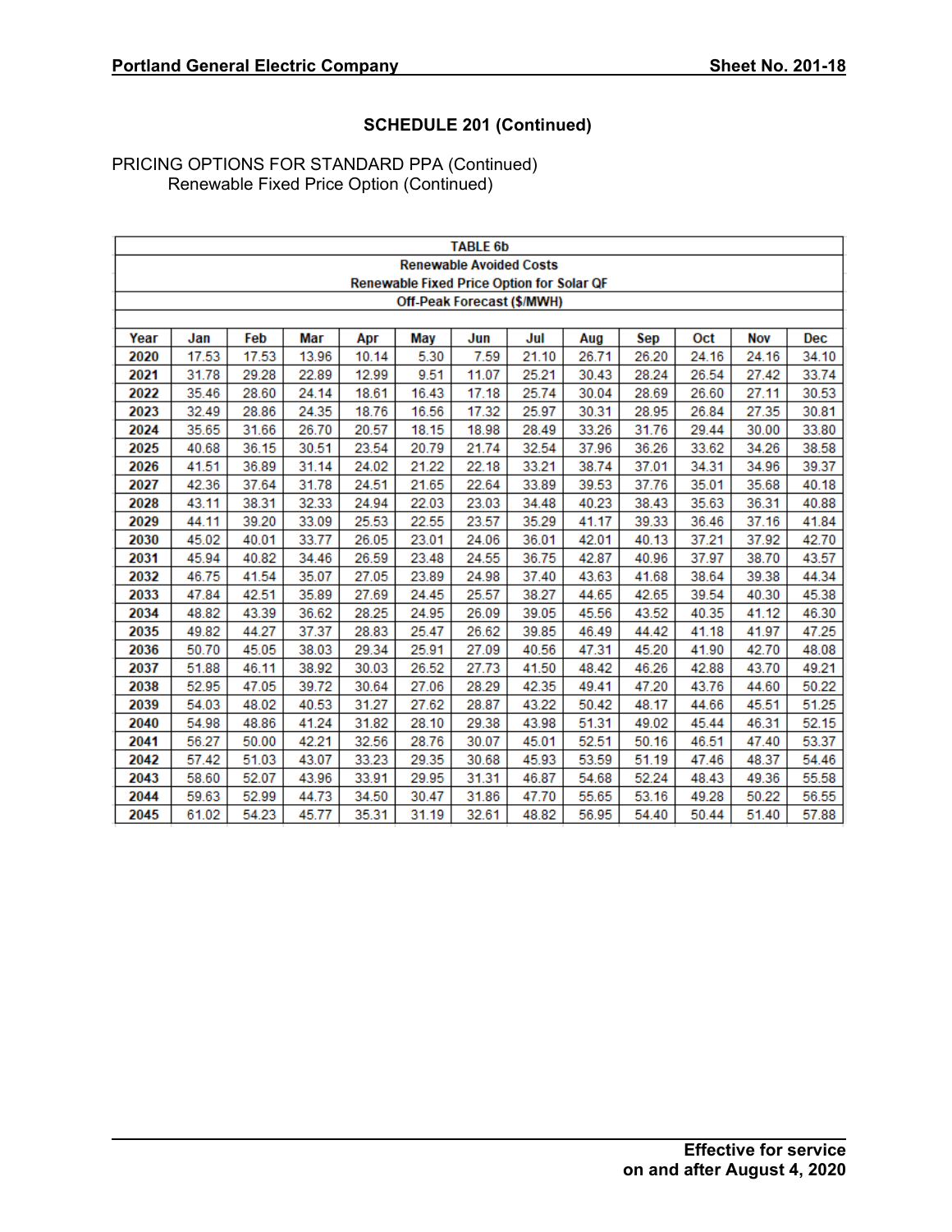## SCHEDULE 201 (Continued)

PRICING OPTIONS FOR STANDARD PPA (Continued)
Renewable Fixed Price Option (Continued)

**TABLE 6b**
**Renewable Avoided Costs**
**Renewable Fixed Price Option for Solar QF**
**Off-Peak Forecast ($/MWH)**

| Year | Jan | Feb | Mar | Apr | May | Jun | Jul | Aug | Sep | Oct | Nov | Dec |
|---|---|---|---|---|---|---|---|---|---|---|---|---|
| 2020 | 17.53 | 17.53 | 13.96 | 10.14 | 5.30 | 7.59 | 21.10 | 26.71 | 26.20 | 24.16 | 24.16 | 34.10 |
| 2021 | 31.78 | 29.28 | 22.89 | 12.99 | 9.51 | 11.07 | 25.21 | 30.43 | 28.24 | 26.54 | 27.42 | 33.74 |
| 2022 | 35.46 | 28.60 | 24.14 | 18.61 | 16.43 | 17.18 | 25.74 | 30.04 | 28.69 | 26.60 | 27.11 | 30.53 |
| 2023 | 32.49 | 28.86 | 24.35 | 18.76 | 16.56 | 17.32 | 25.97 | 30.31 | 28.95 | 26.84 | 27.35 | 30.81 |
| 2024 | 35.65 | 31.66 | 26.70 | 20.57 | 18.15 | 18.98 | 28.49 | 33.26 | 31.76 | 29.44 | 30.00 | 33.80 |
| 2025 | 40.68 | 36.15 | 30.51 | 23.54 | 20.79 | 21.74 | 32.54 | 37.96 | 36.26 | 33.62 | 34.26 | 38.58 |
| 2026 | 41.51 | 36.89 | 31.14 | 24.02 | 21.22 | 22.18 | 33.21 | 38.74 | 37.01 | 34.31 | 34.96 | 39.37 |
| 2027 | 42.36 | 37.64 | 31.78 | 24.51 | 21.65 | 22.64 | 33.89 | 39.53 | 37.76 | 35.01 | 35.68 | 40.18 |
| 2028 | 43.11 | 38.31 | 32.33 | 24.94 | 22.03 | 23.03 | 34.48 | 40.23 | 38.43 | 35.63 | 36.31 | 40.88 |
| 2029 | 44.11 | 39.20 | 33.09 | 25.53 | 22.55 | 23.57 | 35.29 | 41.17 | 39.33 | 36.46 | 37.16 | 41.84 |
| 2030 | 45.02 | 40.01 | 33.77 | 26.05 | 23.01 | 24.06 | 36.01 | 42.01 | 40.13 | 37.21 | 37.92 | 42.70 |
| 2031 | 45.94 | 40.82 | 34.46 | 26.59 | 23.48 | 24.55 | 36.75 | 42.87 | 40.96 | 37.97 | 38.70 | 43.57 |
| 2032 | 46.75 | 41.54 | 35.07 | 27.05 | 23.89 | 24.98 | 37.40 | 43.63 | 41.68 | 38.64 | 39.38 | 44.34 |
| 2033 | 47.84 | 42.51 | 35.89 | 27.69 | 24.45 | 25.57 | 38.27 | 44.65 | 42.65 | 39.54 | 40.30 | 45.38 |
| 2034 | 48.82 | 43.39 | 36.62 | 28.25 | 24.95 | 26.09 | 39.05 | 45.56 | 43.52 | 40.35 | 41.12 | 46.30 |
| 2035 | 49.82 | 44.27 | 37.37 | 28.83 | 25.47 | 26.62 | 39.85 | 46.49 | 44.42 | 41.18 | 41.97 | 47.25 |
| 2036 | 50.70 | 45.05 | 38.03 | 29.34 | 25.91 | 27.09 | 40.56 | 47.31 | 45.20 | 41.90 | 42.70 | 48.08 |
| 2037 | 51.88 | 46.11 | 38.92 | 30.03 | 26.52 | 27.73 | 41.50 | 48.42 | 46.26 | 42.88 | 43.70 | 49.21 |
| 2038 | 52.95 | 47.05 | 39.72 | 30.64 | 27.06 | 28.29 | 42.35 | 49.41 | 47.20 | 43.76 | 44.60 | 50.22 |
| 2039 | 54.03 | 48.02 | 40.53 | 31.27 | 27.62 | 28.87 | 43.22 | 50.42 | 48.17 | 44.66 | 45.51 | 51.25 |
| 2040 | 54.98 | 48.86 | 41.24 | 31.82 | 28.10 | 29.38 | 43.98 | 51.31 | 49.02 | 45.44 | 46.31 | 52.15 |
| 2041 | 56.27 | 50.00 | 42.21 | 32.56 | 28.76 | 30.07 | 45.01 | 52.51 | 50.16 | 46.51 | 47.40 | 53.37 |
| 2042 | 57.42 | 51.03 | 43.07 | 33.23 | 29.35 | 30.68 | 45.93 | 53.59 | 51.19 | 47.46 | 48.37 | 54.46 |
| 2043 | 58.60 | 52.07 | 43.96 | 33.91 | 29.95 | 31.31 | 46.87 | 54.68 | 52.24 | 48.43 | 49.36 | 55.58 |
| 2044 | 59.63 | 52.99 | 44.73 | 34.50 | 30.47 | 31.86 | 47.70 | 55.65 | 53.16 | 49.28 | 50.22 | 56.55 |
| 2045 | 61.02 | 54.23 | 45.77 | 35.31 | 31.19 | 32.61 | 48.82 | 56.95 | 54.40 | 50.44 | 51.40 | 57.88 |

**Effective for service on and after August 4, 2020**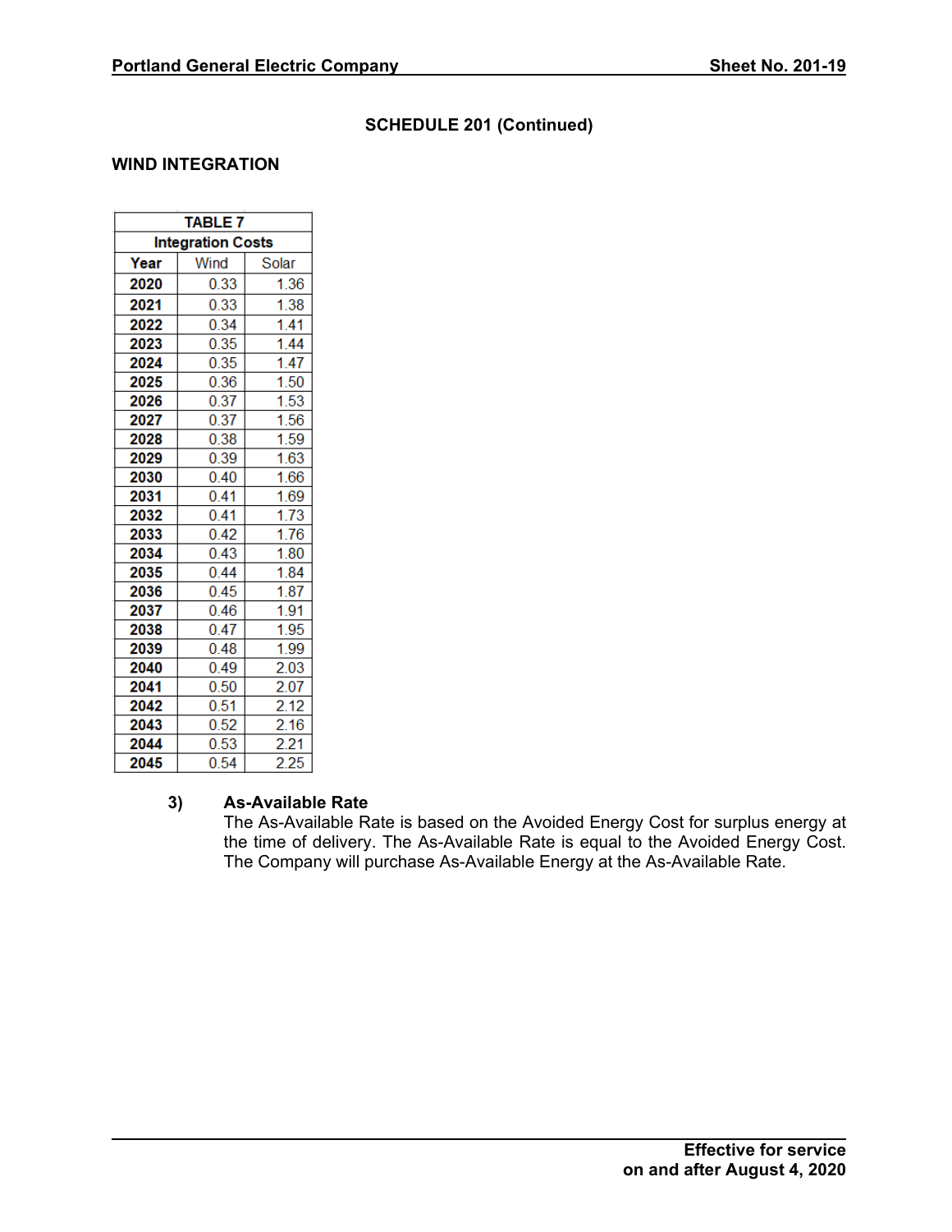## SCHEDULE 201 (Continued)

### WIND INTEGRATION

| TABLE 7 | | |
|---|---|---|
| **Integration Costs** | | |
| **Year** | Wind | Solar |
| **2020** | 0.33 | 1.36 |
| **2021** | 0.33 | 1.38 |
| **2022** | 0.34 | 1.41 |
| **2023** | 0.35 | 1.44 |
| **2024** | 0.35 | 1.47 |
| **2025** | 0.36 | 1.50 |
| **2026** | 0.37 | 1.53 |
| **2027** | 0.37 | 1.56 |
| **2028** | 0.38 | 1.59 |
| **2029** | 0.39 | 1.63 |
| **2030** | 0.40 | 1.66 |
| **2031** | 0.41 | 1.69 |
| **2032** | 0.41 | 1.73 |
| **2033** | 0.42 | 1.76 |
| **2034** | 0.43 | 1.80 |
| **2035** | 0.44 | 1.84 |
| **2036** | 0.45 | 1.87 |
| **2037** | 0.46 | 1.91 |
| **2038** | 0.47 | 1.95 |
| **2039** | 0.48 | 1.99 |
| **2040** | 0.49 | 2.03 |
| **2041** | 0.50 | 2.07 |
| **2042** | 0.51 | 2.12 |
| **2043** | 0.52 | 2.16 |
| **2044** | 0.53 | 2.21 |
| **2045** | 0.54 | 2.25 |

**3) As-Available Rate**

The As-Available Rate is based on the Avoided Energy Cost for surplus energy at the time of delivery. The As-Available Rate is equal to the Avoided Energy Cost. The Company will purchase As-Available Energy at the As-Available Rate.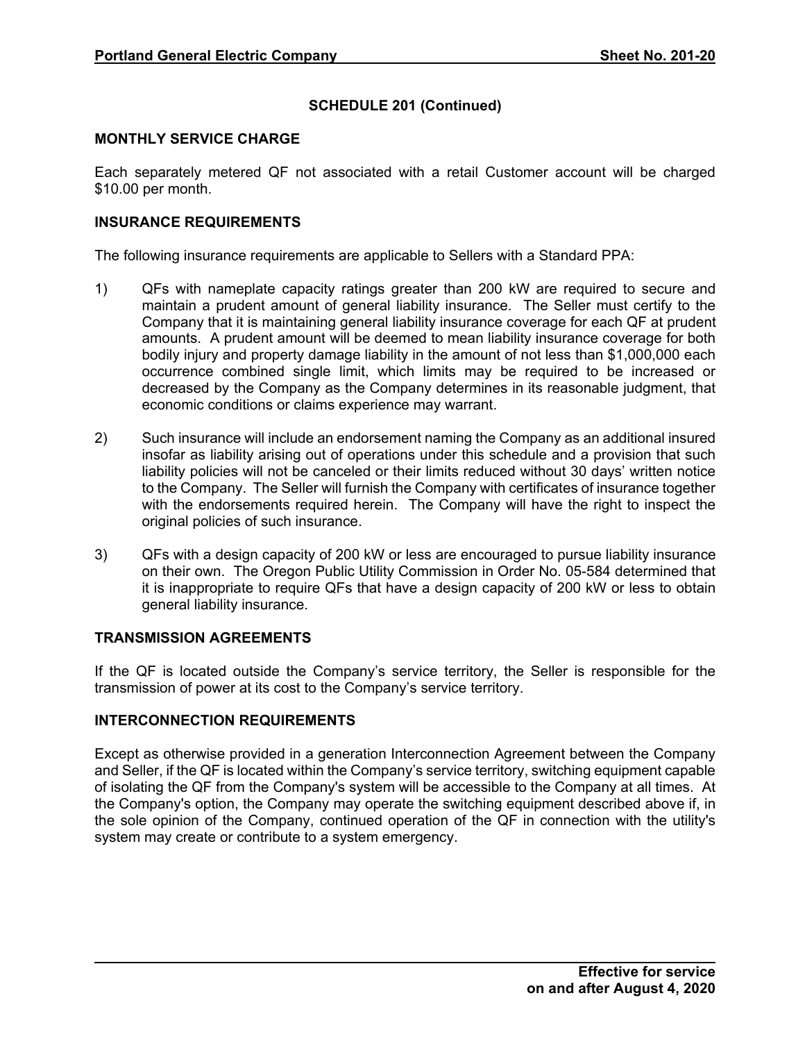## SCHEDULE 201 (Continued)

### MONTHLY SERVICE CHARGE

Each separately metered QF not associated with a retail Customer account will be charged $10.00 per month.

### INSURANCE REQUIREMENTS

The following insurance requirements are applicable to Sellers with a Standard PPA:

1) QFs with nameplate capacity ratings greater than 200 kW are required to secure and maintain a prudent amount of general liability insurance. The Seller must certify to the Company that it is maintaining general liability insurance coverage for each QF at prudent amounts. A prudent amount will be deemed to mean liability insurance coverage for both bodily injury and property damage liability in the amount of not less than $1,000,000 each occurrence combined single limit, which limits may be required to be increased or decreased by the Company as the Company determines in its reasonable judgment, that economic conditions or claims experience may warrant.

2) Such insurance will include an endorsement naming the Company as an additional insured insofar as liability arising out of operations under this schedule and a provision that such liability policies will not be canceled or their limits reduced without 30 days' written notice to the Company. The Seller will furnish the Company with certificates of insurance together with the endorsements required herein. The Company will have the right to inspect the original policies of such insurance.

3) QFs with a design capacity of 200 kW or less are encouraged to pursue liability insurance on their own. The Oregon Public Utility Commission in Order No. 05-584 determined that it is inappropriate to require QFs that have a design capacity of 200 kW or less to obtain general liability insurance.

### TRANSMISSION AGREEMENTS

If the QF is located outside the Company's service territory, the Seller is responsible for the transmission of power at its cost to the Company's service territory.

### INTERCONNECTION REQUIREMENTS

Except as otherwise provided in a generation Interconnection Agreement between the Company and Seller, if the QF is located within the Company's service territory, switching equipment capable of isolating the QF from the Company's system will be accessible to the Company at all times. At the Company's option, the Company may operate the switching equipment described above if, in the sole opinion of the Company, continued operation of the QF in connection with the utility's system may create or contribute to a system emergency.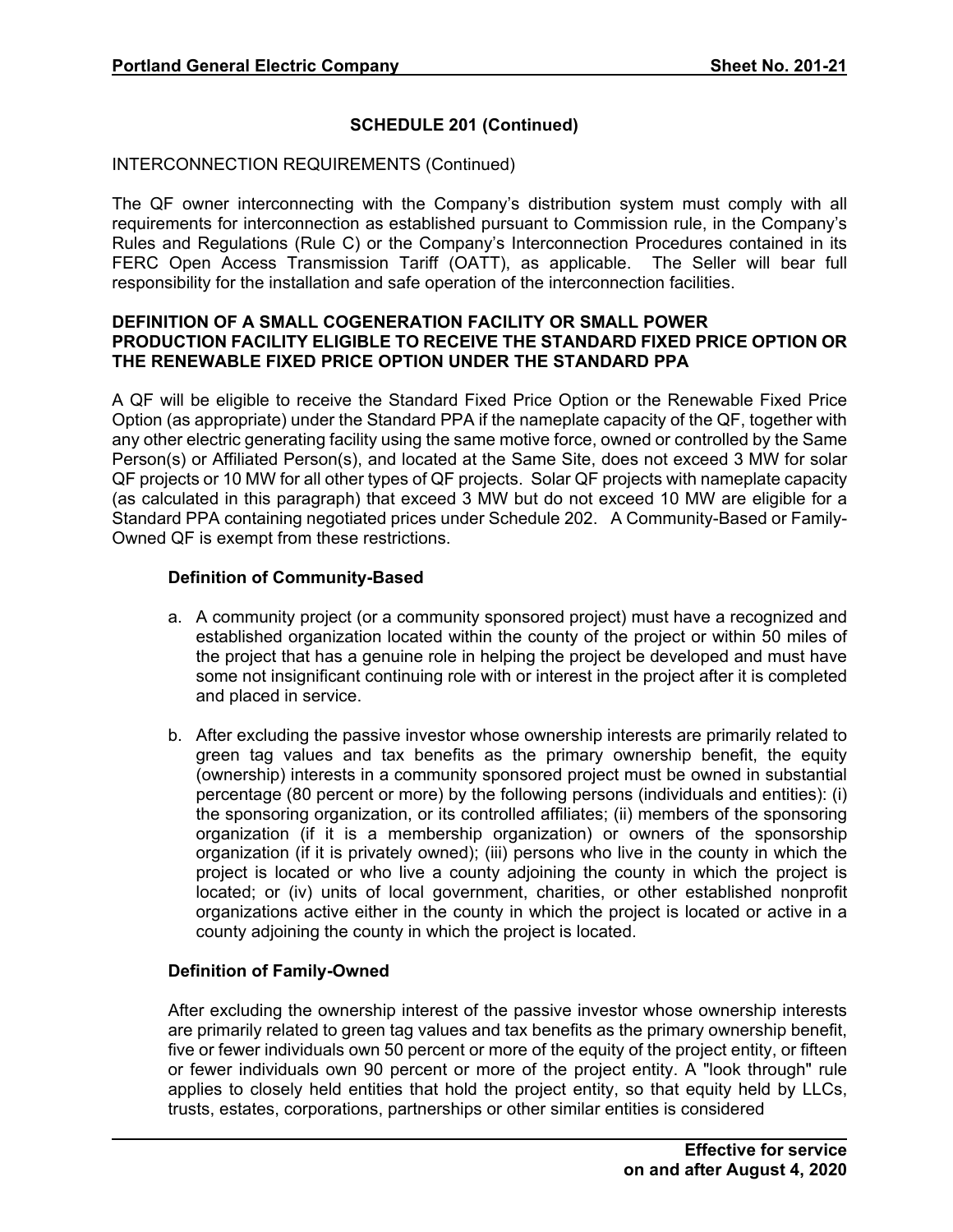## SCHEDULE 201 (Continued)

INTERCONNECTION REQUIREMENTS (Continued)

The QF owner interconnecting with the Company's distribution system must comply with all requirements for interconnection as established pursuant to Commission rule, in the Company's Rules and Regulations (Rule C) or the Company's Interconnection Procedures contained in its FERC Open Access Transmission Tariff (OATT), as applicable. The Seller will bear full responsibility for the installation and safe operation of the interconnection facilities.

### DEFINITION OF A SMALL COGENERATION FACILITY OR SMALL POWER PRODUCTION FACILITY ELIGIBLE TO RECEIVE THE STANDARD FIXED PRICE OPTION OR THE RENEWABLE FIXED PRICE OPTION UNDER THE STANDARD PPA

A QF will be eligible to receive the Standard Fixed Price Option or the Renewable Fixed Price Option (as appropriate) under the Standard PPA if the nameplate capacity of the QF, together with any other electric generating facility using the same motive force, owned or controlled by the Same Person(s) or Affiliated Person(s), and located at the Same Site, does not exceed 3 MW for solar QF projects or 10 MW for all other types of QF projects. Solar QF projects with nameplate capacity (as calculated in this paragraph) that exceed 3 MW but do not exceed 10 MW are eligible for a Standard PPA containing negotiated prices under Schedule 202. A Community-Based or Family-Owned QF is exempt from these restrictions.

**Definition of Community-Based**

a. A community project (or a community sponsored project) must have a recognized and established organization located within the county of the project or within 50 miles of the project that has a genuine role in helping the project be developed and must have some not insignificant continuing role with or interest in the project after it is completed and placed in service.

b. After excluding the passive investor whose ownership interests are primarily related to green tag values and tax benefits as the primary ownership benefit, the equity (ownership) interests in a community sponsored project must be owned in substantial percentage (80 percent or more) by the following persons (individuals and entities): (i) the sponsoring organization, or its controlled affiliates; (ii) members of the sponsoring organization (if it is a membership organization) or owners of the sponsorship organization (if it is privately owned); (iii) persons who live in the county in which the project is located or who live a county adjoining the county in which the project is located; or (iv) units of local government, charities, or other established nonprofit organizations active either in the county in which the project is located or active in a county adjoining the county in which the project is located.

**Definition of Family-Owned**

After excluding the ownership interest of the passive investor whose ownership interests are primarily related to green tag values and tax benefits as the primary ownership benefit, five or fewer individuals own 50 percent or more of the equity of the project entity, or fifteen or fewer individuals own 90 percent or more of the project entity. A "look through" rule applies to closely held entities that hold the project entity, so that equity held by LLCs, trusts, estates, corporations, partnerships or other similar entities is considered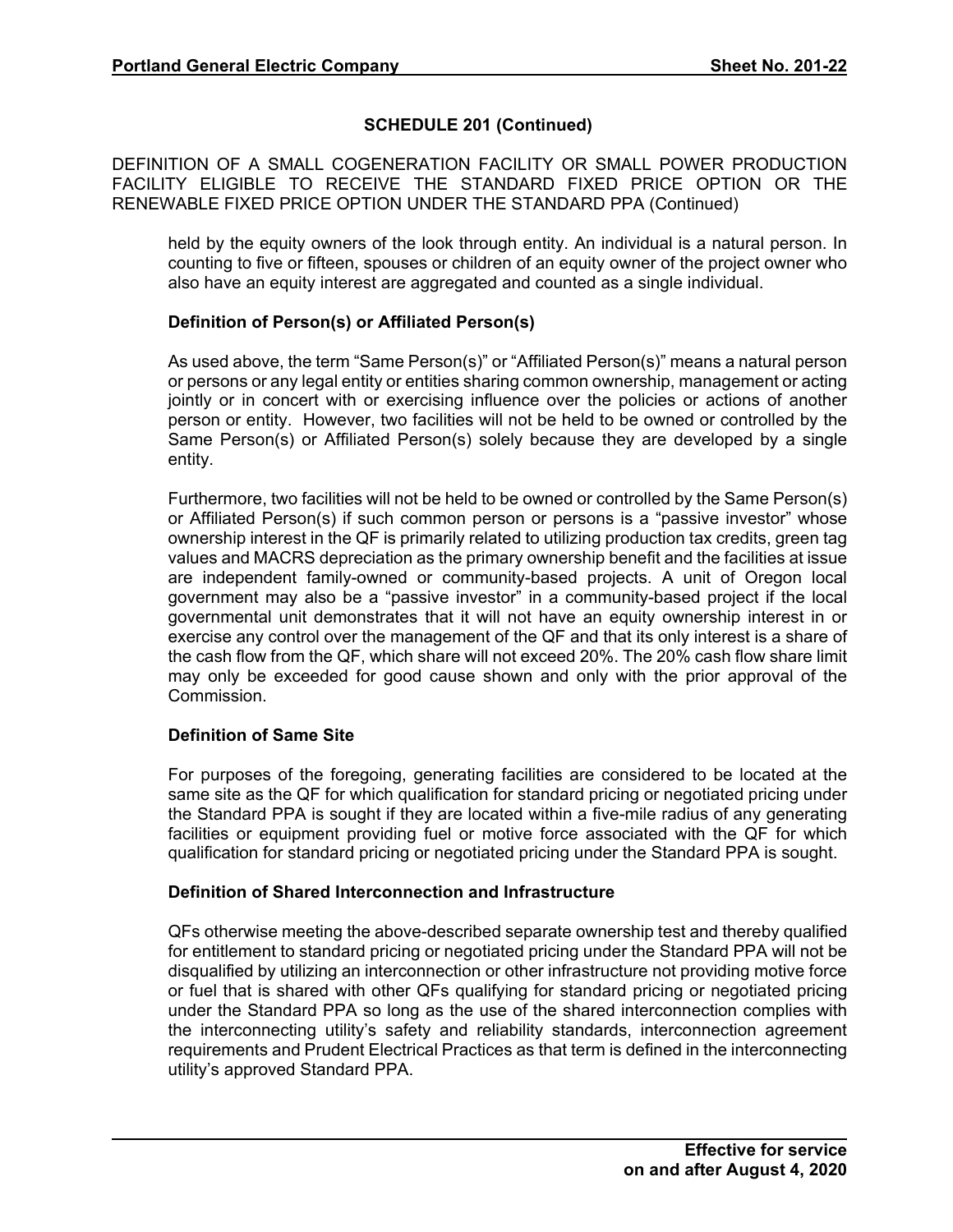## SCHEDULE 201 (Continued)

DEFINITION OF A SMALL COGENERATION FACILITY OR SMALL POWER PRODUCTION FACILITY ELIGIBLE TO RECEIVE THE STANDARD FIXED PRICE OPTION OR THE RENEWABLE FIXED PRICE OPTION UNDER THE STANDARD PPA (Continued)

held by the equity owners of the look through entity. An individual is a natural person. In counting to five or fifteen, spouses or children of an equity owner of the project owner who also have an equity interest are aggregated and counted as a single individual.

### Definition of Person(s) or Affiliated Person(s)

As used above, the term "Same Person(s)" or "Affiliated Person(s)" means a natural person or persons or any legal entity or entities sharing common ownership, management or acting jointly or in concert with or exercising influence over the policies or actions of another person or entity. However, two facilities will not be held to be owned or controlled by the Same Person(s) or Affiliated Person(s) solely because they are developed by a single entity.

Furthermore, two facilities will not be held to be owned or controlled by the Same Person(s) or Affiliated Person(s) if such common person or persons is a "passive investor" whose ownership interest in the QF is primarily related to utilizing production tax credits, green tag values and MACRS depreciation as the primary ownership benefit and the facilities at issue are independent family-owned or community-based projects. A unit of Oregon local government may also be a "passive investor" in a community-based project if the local governmental unit demonstrates that it will not have an equity ownership interest in or exercise any control over the management of the QF and that its only interest is a share of the cash flow from the QF, which share will not exceed 20%. The 20% cash flow share limit may only be exceeded for good cause shown and only with the prior approval of the Commission.

### Definition of Same Site

For purposes of the foregoing, generating facilities are considered to be located at the same site as the QF for which qualification for standard pricing or negotiated pricing under the Standard PPA is sought if they are located within a five-mile radius of any generating facilities or equipment providing fuel or motive force associated with the QF for which qualification for standard pricing or negotiated pricing under the Standard PPA is sought.

### Definition of Shared Interconnection and Infrastructure

QFs otherwise meeting the above-described separate ownership test and thereby qualified for entitlement to standard pricing or negotiated pricing under the Standard PPA will not be disqualified by utilizing an interconnection or other infrastructure not providing motive force or fuel that is shared with other QFs qualifying for standard pricing or negotiated pricing under the Standard PPA so long as the use of the shared interconnection complies with the interconnecting utility's safety and reliability standards, interconnection agreement requirements and Prudent Electrical Practices as that term is defined in the interconnecting utility's approved Standard PPA.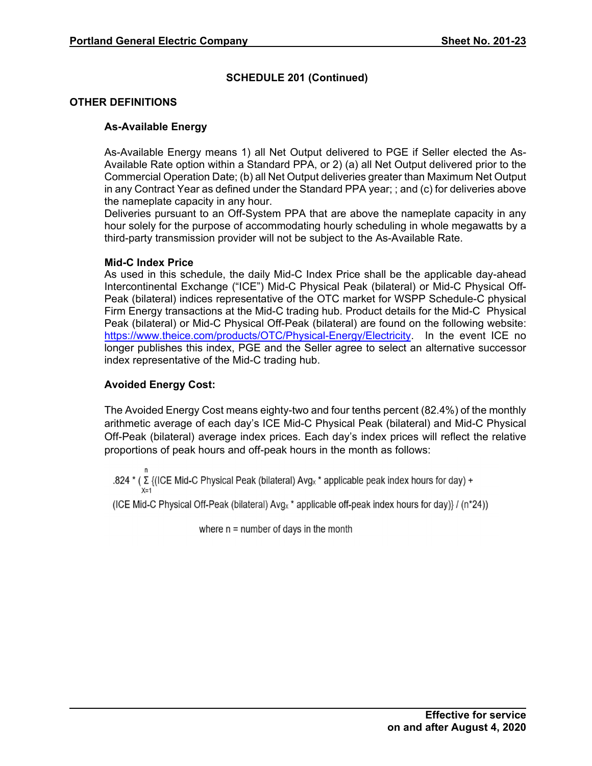## SCHEDULE 201 (Continued)

### OTHER DEFINITIONS

**As-Available Energy**

As-Available Energy means 1) all Net Output delivered to PGE if Seller elected the As-Available Rate option within a Standard PPA, or 2) (a) all Net Output delivered prior to the Commercial Operation Date; (b) all Net Output deliveries greater than Maximum Net Output in any Contract Year as defined under the Standard PPA year; ; and (c) for deliveries above the nameplate capacity in any hour.
Deliveries pursuant to an Off-System PPA that are above the nameplate capacity in any hour solely for the purpose of accommodating hourly scheduling in whole megawatts by a third-party transmission provider will not be subject to the As-Available Rate.

**Mid-C Index Price**
As used in this schedule, the daily Mid-C Index Price shall be the applicable day-ahead Intercontinental Exchange ("ICE") Mid-C Physical Peak (bilateral) or Mid-C Physical Off-Peak (bilateral) indices representative of the OTC market for WSPP Schedule-C physical Firm Energy transactions at the Mid-C trading hub. Product details for the Mid-C Physical Peak (bilateral) or Mid-C Physical Off-Peak (bilateral) are found on the following website: [https://www.theice.com/products/OTC/Physical-Energy/Electricity](https://www.theice.com/products/OTC/Physical-Energy/Electricity). In the event ICE no longer publishes this index, PGE and the Seller agree to select an alternative successor index representative of the Mid-C trading hub.

**Avoided Energy Cost:**

The Avoided Energy Cost means eighty-two and four tenths percent (82.4%) of the monthly arithmetic average of each day's ICE Mid-C Physical Peak (bilateral) and Mid-C Physical Off-Peak (bilateral) average index prices. Each day's index prices will reflect the relative proportions of peak hours and off-peak hours in the month as follows:

$$.824 * \left( \sum_{X=1}^{n} \{(\text{ICE Mid-C Physical Peak (bilateral) Avg}_x * \text{applicable peak index hours for day}) + (\text{ICE Mid-C Physical Off-Peak (bilateral) Avg}_x * \text{applicable off-peak index hours for day})\} / (n*24) \right)$$

where n = number of days in the month

**Effective for service on and after August 4, 2020**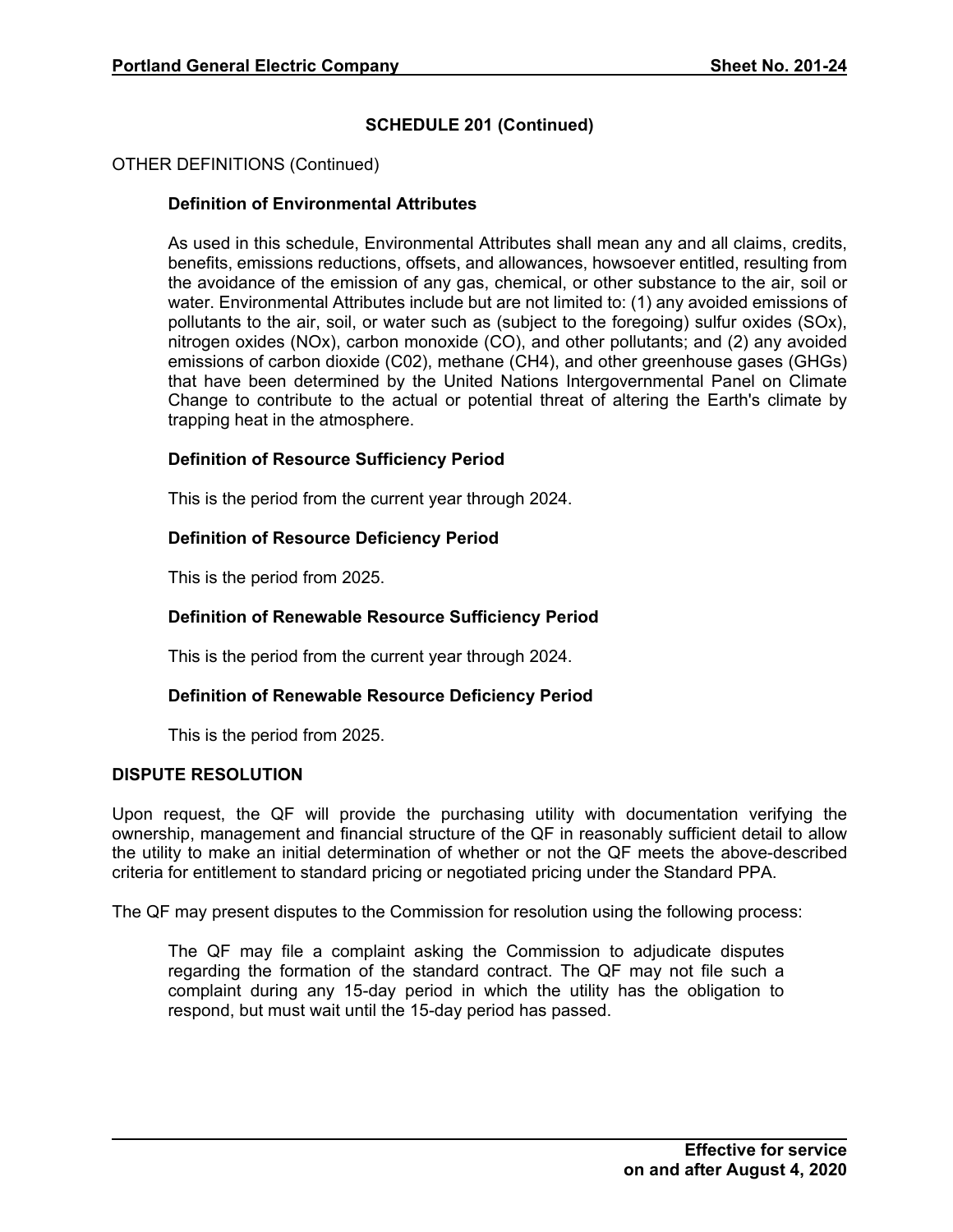## SCHEDULE 201 (Continued)

OTHER DEFINITIONS (Continued)

### Definition of Environmental Attributes

As used in this schedule, Environmental Attributes shall mean any and all claims, credits, benefits, emissions reductions, offsets, and allowances, howsoever entitled, resulting from the avoidance of the emission of any gas, chemical, or other substance to the air, soil or water. Environmental Attributes include but are not limited to: (1) any avoided emissions of pollutants to the air, soil, or water such as (subject to the foregoing) sulfur oxides (SOx), nitrogen oxides (NOx), carbon monoxide (CO), and other pollutants; and (2) any avoided emissions of carbon dioxide (C02), methane ($CH_4$), and other greenhouse gases (GHGs) that have been determined by the United Nations Intergovernmental Panel on Climate Change to contribute to the actual or potential threat of altering the Earth's climate by trapping heat in the atmosphere.

### Definition of Resource Sufficiency Period

This is the period from the current year through 2024.

### Definition of Resource Deficiency Period

This is the period from 2025.

### Definition of Renewable Resource Sufficiency Period

This is the period from the current year through 2024.

### Definition of Renewable Resource Deficiency Period

This is the period from 2025.

## DISPUTE RESOLUTION

Upon request, the QF will provide the purchasing utility with documentation verifying the ownership, management and financial structure of the QF in reasonably sufficient detail to allow the utility to make an initial determination of whether or not the QF meets the above-described criteria for entitlement to standard pricing or negotiated pricing under the Standard PPA.

The QF may present disputes to the Commission for resolution using the following process:

> The QF may file a complaint asking the Commission to adjudicate disputes regarding the formation of the standard contract. The QF may not file such a complaint during any 15-day period in which the utility has the obligation to respond, but must wait until the 15-day period has passed.

**Effective for service on and after August 4, 2020**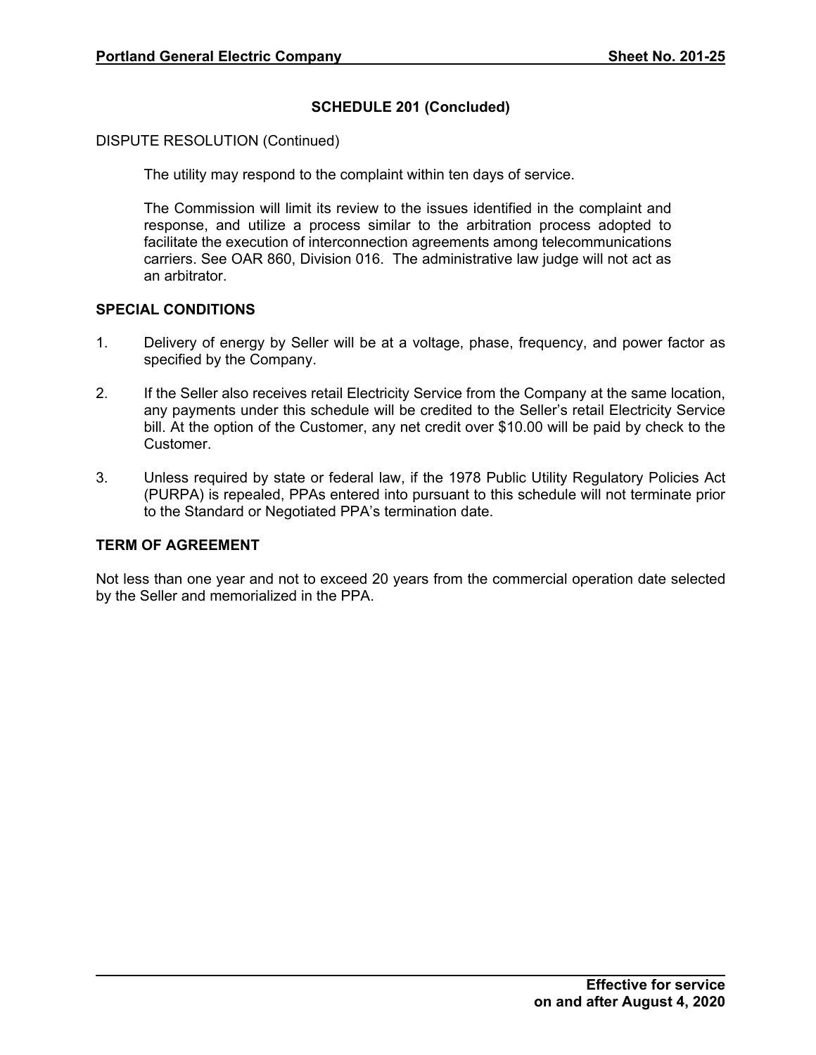## SCHEDULE 201 (Concluded)

DISPUTE RESOLUTION (Continued)

The utility may respond to the complaint within ten days of service.

The Commission will limit its review to the issues identified in the complaint and response, and utilize a process similar to the arbitration process adopted to facilitate the execution of interconnection agreements among telecommunications carriers. See OAR 860, Division 016. The administrative law judge will not act as an arbitrator.

**SPECIAL CONDITIONS**

1. Delivery of energy by Seller will be at a voltage, phase, frequency, and power factor as specified by the Company.

2. If the Seller also receives retail Electricity Service from the Company at the same location, any payments under this schedule will be credited to the Seller's retail Electricity Service bill. At the option of the Customer, any net credit over $10.00 will be paid by check to the Customer.

3. Unless required by state or federal law, if the 1978 Public Utility Regulatory Policies Act (PURPA) is repealed, PPAs entered into pursuant to this schedule will not terminate prior to the Standard or Negotiated PPA's termination date.

**TERM OF AGREEMENT**

Not less than one year and not to exceed 20 years from the commercial operation date selected by the Seller and memorialized in the PPA.

**Effective for service on and after August 4, 2020**